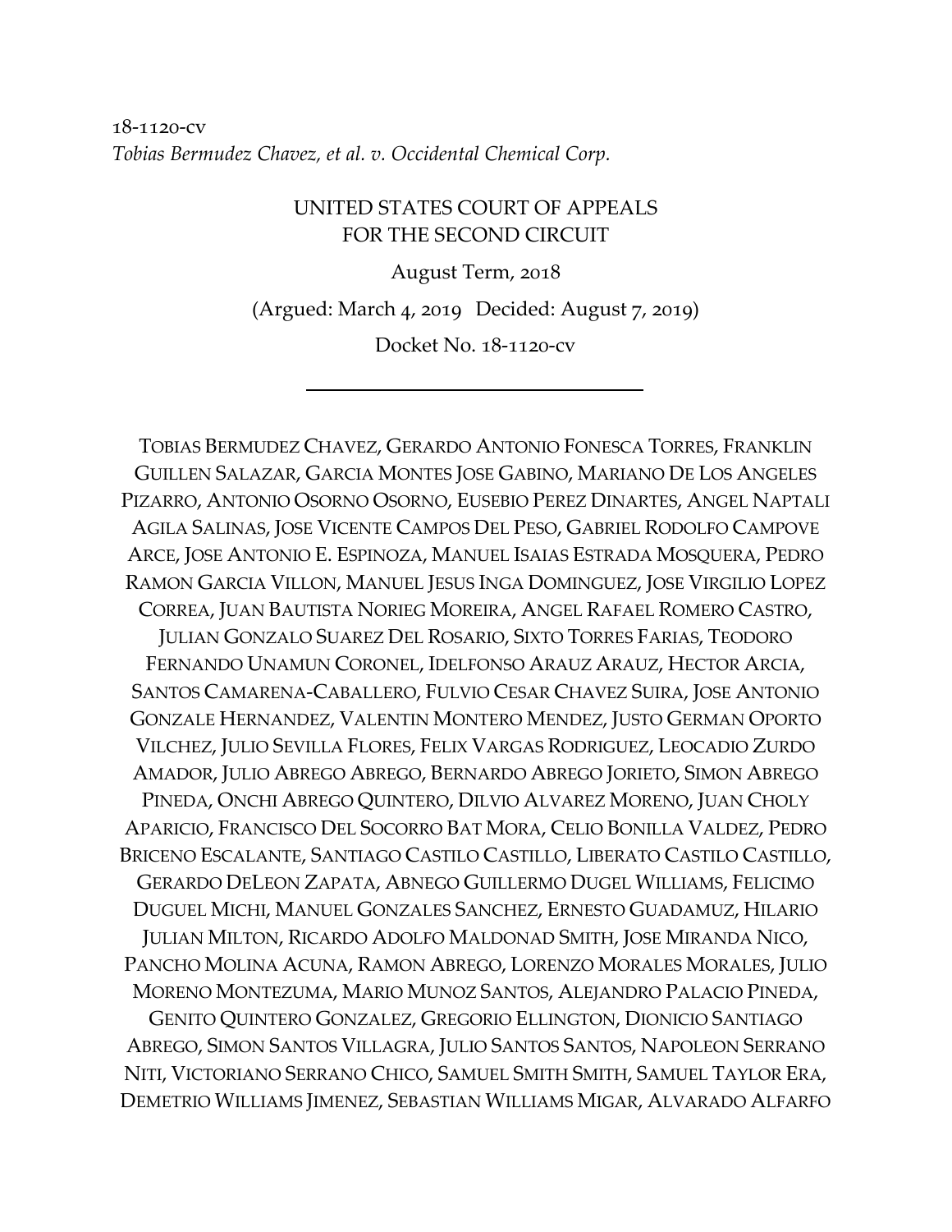18-1120-cv
*Tobias Bermudez Chavez, et al. v. Occidental Chemical Corp.*

UNITED STATES COURT OF APPEALS
FOR THE SECOND CIRCUIT

August Term, 2018

(Argued: March 4, 2019 Decided: August 7, 2019)

Docket No. 18-1120-cv

---

TOBIAS BERMUDEZ CHAVEZ, GERARDO ANTONIO FONESCA TORRES, FRANKLIN GUILLEN SALAZAR, GARCIA MONTES JOSE GABINO, MARIANO DE LOS ANGELES PIZARRO, ANTONIO OSORNO OSORNO, EUSEBIO PEREZ DINARTES, ANGEL NAPTALI AGILA SALINAS, JOSE VICENTE CAMPOS DEL PESO, GABRIEL RODOLFO CAMPOVE ARCE, JOSE ANTONIO E. ESPINOZA, MANUEL ISAIAS ESTRADA MOSQUERA, PEDRO RAMON GARCIA VILLON, MANUEL JESUS INGA DOMINGUEZ, JOSE VIRGILIO LOPEZ CORREA, JUAN BAUTISTA NORIEG MOREIRA, ANGEL RAFAEL ROMERO CASTRO, JULIAN GONZALO SUAREZ DEL ROSARIO, SIXTO TORRES FARIAS, TEODORO FERNANDO UNAMUN CORONEL, IDELFONSO ARAUZ ARAUZ, HECTOR ARCIA, SANTOS CAMARENA-CABALLERO, FULVIO CESAR CHAVEZ SUIRA, JOSE ANTONIO GONZALE HERNANDEZ, VALENTIN MONTERO MENDEZ, JUSTO GERMAN OPORTO VILCHEZ, JULIO SEVILLA FLORES, FELIX VARGAS RODRIGUEZ, LEOCADIO ZURDO AMADOR, JULIO ABREGO ABREGO, BERNARDO ABREGO JORIETO, SIMON ABREGO PINEDA, ONCHI ABREGO QUINTERO, DILVIO ALVAREZ MORENO, JUAN CHOLY APARICIO, FRANCISCO DEL SOCORRO BAT MORA, CELIO BONILLA VALDEZ, PEDRO BRICENO ESCALANTE, SANTIAGO CASTILO CASTILLO, LIBERATO CASTILO CASTILLO, GERARDO DELEON ZAPATA, ABNEGO GUILLERMO DUGEL WILLIAMS, FELICIMO DUGUEL MICHI, MANUEL GONZALES SANCHEZ, ERNESTO GUADAMUZ, HILARIO JULIAN MILTON, RICARDO ADOLFO MALDONAD SMITH, JOSE MIRANDA NICO, PANCHO MOLINA ACUNA, RAMON ABREGO, LORENZO MORALES MORALES, JULIO MORENO MONTEZUMA, MARIO MUNOZ SANTOS, ALEJANDRO PALACIO PINEDA, GENITO QUINTERO GONZALEZ, GREGORIO ELLINGTON, DIONICIO SANTIAGO ABREGO, SIMON SANTOS VILLAGRA, JULIO SANTOS SANTOS, NAPOLEON SERRANO NITI, VICTORIANO SERRANO CHICO, SAMUEL SMITH SMITH, SAMUEL TAYLOR ERA, DEMETRIO WILLIAMS JIMENEZ, SEBASTIAN WILLIAMS MIGAR, ALVARADO ALFARFO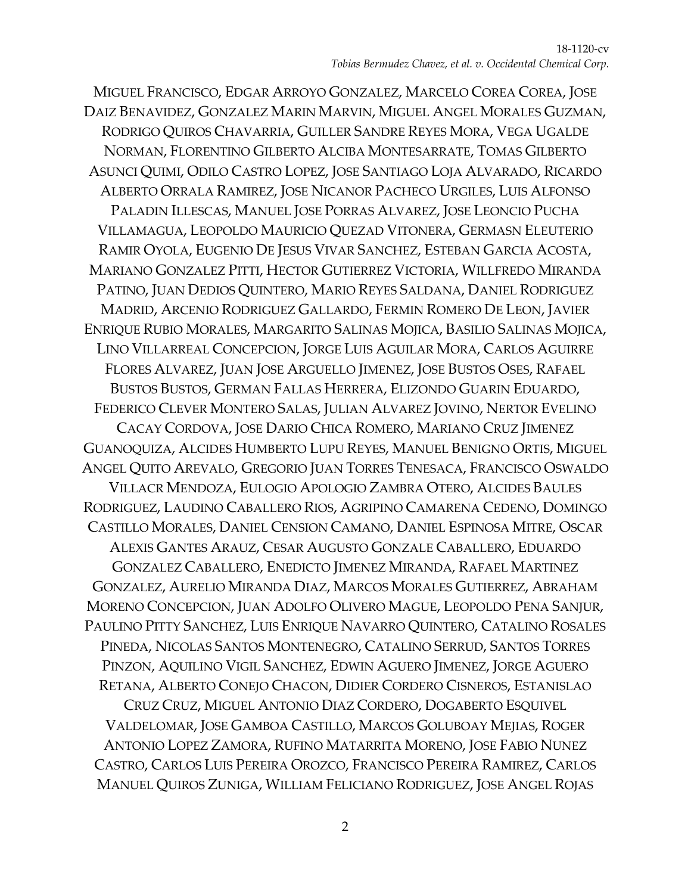MIGUEL FRANCISCO, EDGAR ARROYO GONZALEZ, MARCELO COREA COREA, JOSE DAIZ BENAVIDEZ, GONZALEZ MARIN MARVIN, MIGUEL ANGEL MORALES GUZMAN, RODRIGO QUIROS CHAVARRIA, GUILLER SANDRE REYES MORA, VEGA UGALDE NORMAN, FLORENTINO GILBERTO ALCIBA MONTESARRATE, TOMAS GILBERTO ASUNCI QUIMI, ODILO CASTRO LOPEZ, JOSE SANTIAGO LOJA ALVARADO, RICARDO ALBERTO ORRALA RAMIREZ, JOSE NICANOR PACHECO URGILES, LUIS ALFONSO PALADIN ILLESCAS, MANUEL JOSE PORRAS ALVAREZ, JOSE LEONCIO PUCHA VILLAMAGUA, LEOPOLDO MAURICIO QUEZAD VITONERA, GERMASN ELEUTERIO RAMIR OYOLA, EUGENIO DE JESUS VIVAR SANCHEZ, ESTEBAN GARCIA ACOSTA, MARIANO GONZALEZ PITTI, HECTOR GUTIERREZ VICTORIA, WILLFREDO MIRANDA PATINO, JUAN DEDIOS QUINTERO, MARIO REYES SALDANA, DANIEL RODRIGUEZ MADRID, ARCENIO RODRIGUEZ GALLARDO, FERMIN ROMERO DE LEON, JAVIER ENRIQUE RUBIO MORALES, MARGARITO SALINAS MOJICA, BASILIO SALINAS MOJICA, LINO VILLARREAL CONCEPCION, JORGE LUIS AGUILAR MORA, CARLOS AGUIRRE FLORES ALVAREZ, JUAN JOSE ARGUELLO JIMENEZ, JOSE BUSTOS OSES, RAFAEL BUSTOS BUSTOS, GERMAN FALLAS HERRERA, ELIZONDO GUARIN EDUARDO, FEDERICO CLEVER MONTERO SALAS, JULIAN ALVAREZ JOVINO, NERTOR EVELINO CACAY CORDOVA, JOSE DARIO CHICA ROMERO, MARIANO CRUZ JIMENEZ GUANOQUIZA, ALCIDES HUMBERTO LUPU REYES, MANUEL BENIGNO ORTIS, MIGUEL ANGEL QUITO AREVALO, GREGORIO JUAN TORRES TENESACA, FRANCISCO OSWALDO VILLACR MENDOZA, EULOGIO APOLOGIO ZAMBRA OTERO, ALCIDES BAULES RODRIGUEZ, LAUDINO CABALLERO RIOS, AGRIPINO CAMARENA CEDENO, DOMINGO CASTILLO MORALES, DANIEL CENSION CAMANO, DANIEL ESPINOSA MITRE, OSCAR ALEXIS GANTES ARAUZ, CESAR AUGUSTO GONZALE CABALLERO, EDUARDO GONZALEZ CABALLERO, ENEDICTO JIMENEZ MIRANDA, RAFAEL MARTINEZ GONZALEZ, AURELIO MIRANDA DIAZ, MARCOS MORALES GUTIERREZ, ABRAHAM MORENO CONCEPCION, JUAN ADOLFO OLIVERO MAGUE, LEOPOLDO PENA SANJUR, PAULINO PITTY SANCHEZ, LUIS ENRIQUE NAVARRO QUINTERO, CATALINO ROSALES PINEDA, NICOLAS SANTOS MONTENEGRO, CATALINO SERRUD, SANTOS TORRES PINZON, AQUILINO VIGIL SANCHEZ, EDWIN AGUERO JIMENEZ, JORGE AGUERO RETANA, ALBERTO CONEJO CHACON, DIDIER CORDERO CISNEROS, ESTANISLAO CRUZ CRUZ, MIGUEL ANTONIO DIAZ CORDERO, DOGABERTO ESQUIVEL VALDELOMAR, JOSE GAMBOA CASTILLO, MARCOS GOLUBOAY MEJIAS, ROGER ANTONIO LOPEZ ZAMORA, RUFINO MATARRITA MORENO, JOSE FABIO NUNEZ CASTRO, CARLOS LUIS PEREIRA OROZCO, FRANCISCO PEREIRA RAMIREZ, CARLOS MANUEL QUIROS ZUNIGA, WILLIAM FELICIANO RODRIGUEZ, JOSE ANGEL ROJAS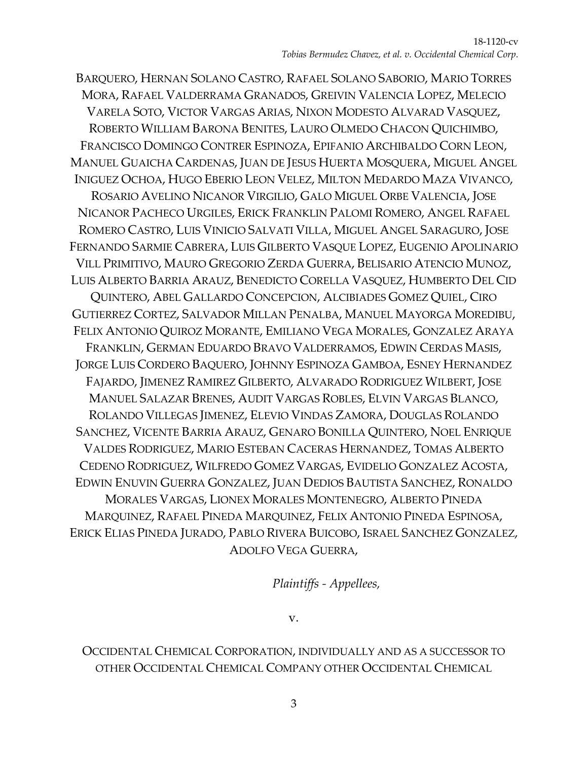BARQUERO, HERNAN SOLANO CASTRO, RAFAEL SOLANO SABORIO, MARIO TORRES MORA, RAFAEL VALDERRAMA GRANADOS, GREIVIN VALENCIA LOPEZ, MELECIO VARELA SOTO, VICTOR VARGAS ARIAS, NIXON MODESTO ALVARAD VASQUEZ, ROBERTO WILLIAM BARONA BENITES, LAURO OLMEDO CHACON QUICHIMBO, FRANCISCO DOMINGO CONTRER ESPINOZA, EPIFANIO ARCHIBALDO CORN LEON, MANUEL GUAICHA CARDENAS, JUAN DE JESUS HUERTA MOSQUERA, MIGUEL ANGEL INIGUEZ OCHOA, HUGO EBERIO LEON VELEZ, MILTON MEDARDO MAZA VIVANCO, ROSARIO AVELINO NICANOR VIRGILIO, GALO MIGUEL ORBE VALENCIA, JOSE NICANOR PACHECO URGILES, ERICK FRANKLIN PALOMI ROMERO, ANGEL RAFAEL ROMERO CASTRO, LUIS VINICIO SALVATI VILLA, MIGUEL ANGEL SARAGURO, JOSE FERNANDO SARMIE CABRERA, LUIS GILBERTO VASQUE LOPEZ, EUGENIO APOLINARIO VILL PRIMITIVO, MAURO GREGORIO ZERDA GUERRA, BELISARIO ATENCIO MUNOZ, LUIS ALBERTO BARRIA ARAUZ, BENEDICTO CORELLA VASQUEZ, HUMBERTO DEL CID QUINTERO, ABEL GALLARDO CONCEPCION, ALCIBIADES GOMEZ QUIEL, CIRO GUTIERREZ CORTEZ, SALVADOR MILLAN PENALBA, MANUEL MAYORGA MOREDIBU, FELIX ANTONIO QUIROZ MORANTE, EMILIANO VEGA MORALES, GONZALEZ ARAYA FRANKLIN, GERMAN EDUARDO BRAVO VALDERRAMOS, EDWIN CERDAS MASIS, JORGE LUIS CORDERO BAQUERO, JOHNNY ESPINOZA GAMBOA, ESNEY HERNANDEZ FAJARDO, JIMENEZ RAMIREZ GILBERTO, ALVARADO RODRIGUEZ WILBERT, JOSE MANUEL SALAZAR BRENES, AUDIT VARGAS ROBLES, ELVIN VARGAS BLANCO, ROLANDO VILLEGAS JIMENEZ, ELEVIO VINDAS ZAMORA, DOUGLAS ROLANDO SANCHEZ, VICENTE BARRIA ARAUZ, GENARO BONILLA QUINTERO, NOEL ENRIQUE VALDES RODRIGUEZ, MARIO ESTEBAN CACERAS HERNANDEZ, TOMAS ALBERTO CEDENO RODRIGUEZ, WILFREDO GOMEZ VARGAS, EVIDELIO GONZALEZ ACOSTA, EDWIN ENUVIN GUERRA GONZALEZ, JUAN DEDIOS BAUTISTA SANCHEZ, RONALDO MORALES VARGAS, LIONEX MORALES MONTENEGRO, ALBERTO PINEDA MARQUINEZ, RAFAEL PINEDA MARQUINEZ, FELIX ANTONIO PINEDA ESPINOSA, ERICK ELIAS PINEDA JURADO, PABLO RIVERA BUICOBO, ISRAEL SANCHEZ GONZALEZ, ADOLFO VEGA GUERRA,

*Plaintiffs - Appellees,*

v.

OCCIDENTAL CHEMICAL CORPORATION, INDIVIDUALLY AND AS A SUCCESSOR TO OTHER OCCIDENTAL CHEMICAL COMPANY OTHER OCCIDENTAL CHEMICAL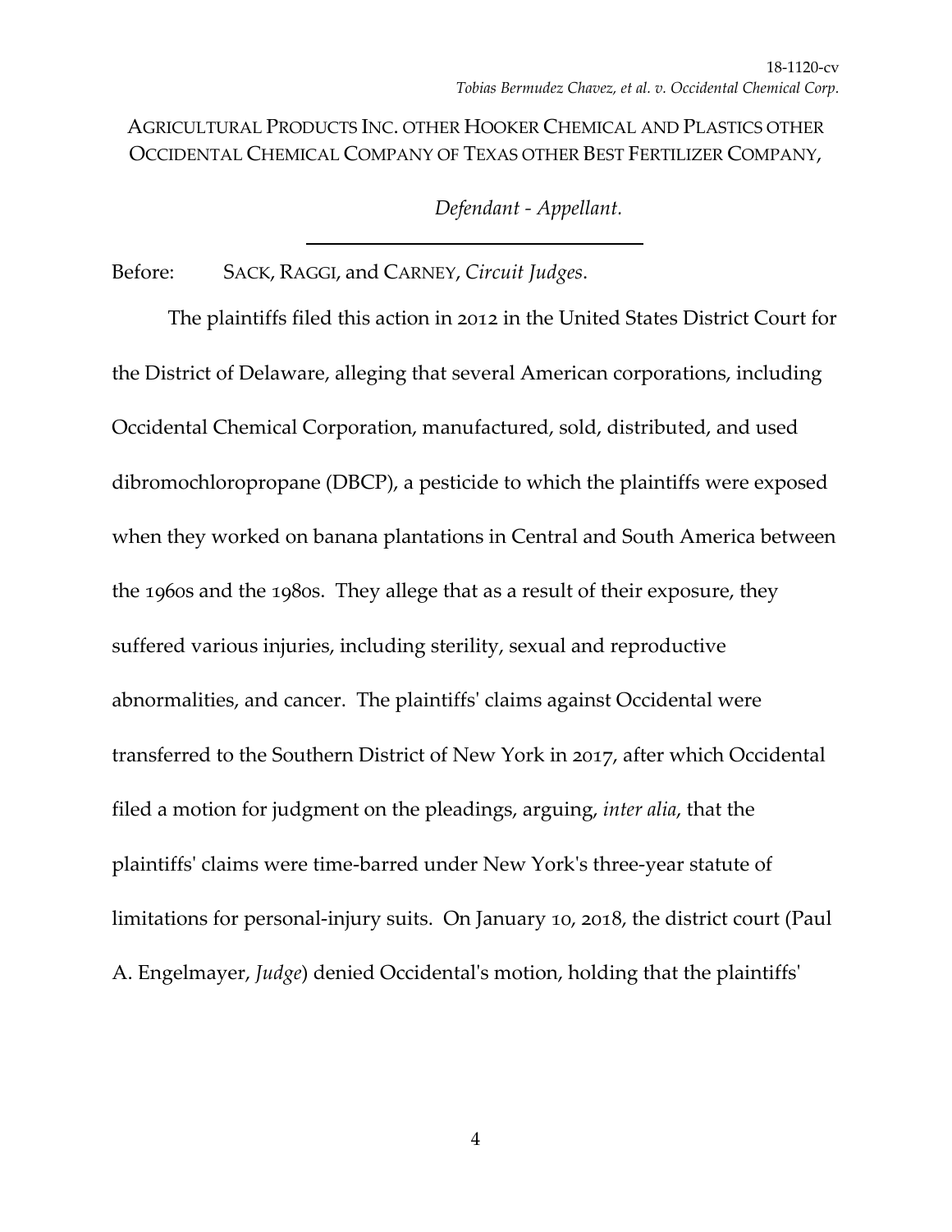AGRICULTURAL PRODUCTS INC. OTHER HOOKER CHEMICAL AND PLASTICS OTHER OCCIDENTAL CHEMICAL COMPANY OF TEXAS OTHER BEST FERTILIZER COMPANY,

*Defendant - Appellant.*

---

Before: SACK, RAGGI, and CARNEY, *Circuit Judges*.

The plaintiffs filed this action in 2012 in the United States District Court for the District of Delaware, alleging that several American corporations, including Occidental Chemical Corporation, manufactured, sold, distributed, and used dibromochloropropane (DBCP), a pesticide to which the plaintiffs were exposed when they worked on banana plantations in Central and South America between the 1960s and the 1980s. They allege that as a result of their exposure, they suffered various injuries, including sterility, sexual and reproductive abnormalities, and cancer. The plaintiffs' claims against Occidental were transferred to the Southern District of New York in 2017, after which Occidental filed a motion for judgment on the pleadings, arguing, *inter alia*, that the plaintiffs' claims were time-barred under New York's three-year statute of limitations for personal-injury suits. On January 10, 2018, the district court (Paul A. Engelmayer, *Judge*) denied Occidental's motion, holding that the plaintiffs'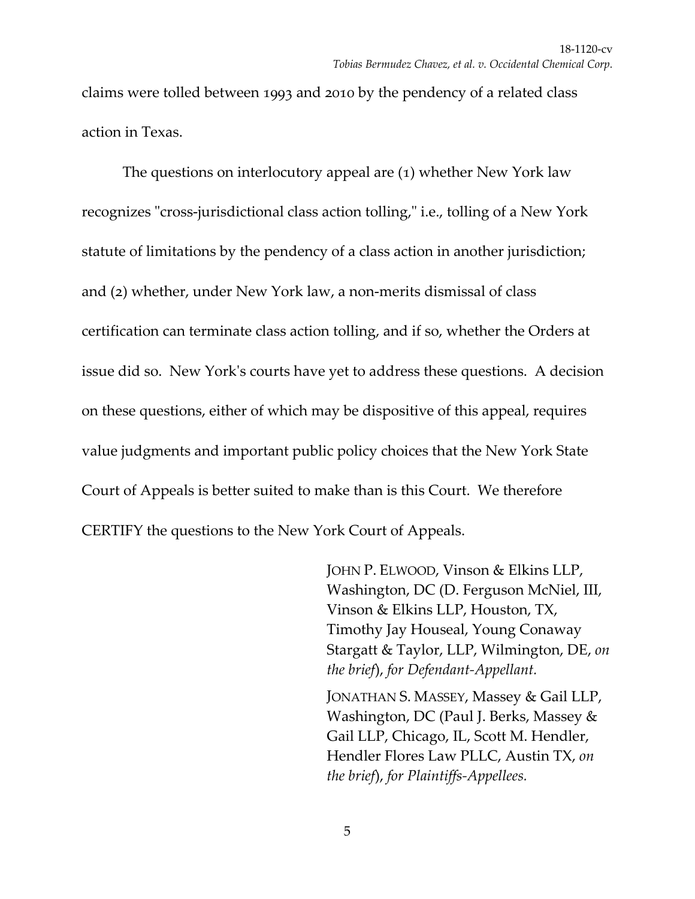claims were tolled between 1993 and 2010 by the pendency of a related class action in Texas.

The questions on interlocutory appeal are (1) whether New York law recognizes "cross-jurisdictional class action tolling," i.e., tolling of a New York statute of limitations by the pendency of a class action in another jurisdiction; and (2) whether, under New York law, a non-merits dismissal of class certification can terminate class action tolling, and if so, whether the Orders at issue did so. New York's courts have yet to address these questions. A decision on these questions, either of which may be dispositive of this appeal, requires value judgments and important public policy choices that the New York State Court of Appeals is better suited to make than is this Court. We therefore CERTIFY the questions to the New York Court of Appeals.

JOHN P. ELWOOD, Vinson & Elkins LLP, Washington, DC (D. Ferguson McNiel, III, Vinson & Elkins LLP, Houston, TX, Timothy Jay Houseal, Young Conaway Stargatt & Taylor, LLP, Wilmington, DE, *on the brief*), *for Defendant-Appellant.*

JONATHAN S. MASSEY, Massey & Gail LLP, Washington, DC (Paul J. Berks, Massey & Gail LLP, Chicago, IL, Scott M. Hendler, Hendler Flores Law PLLC, Austin TX, *on the brief*), *for Plaintiffs-Appellees.*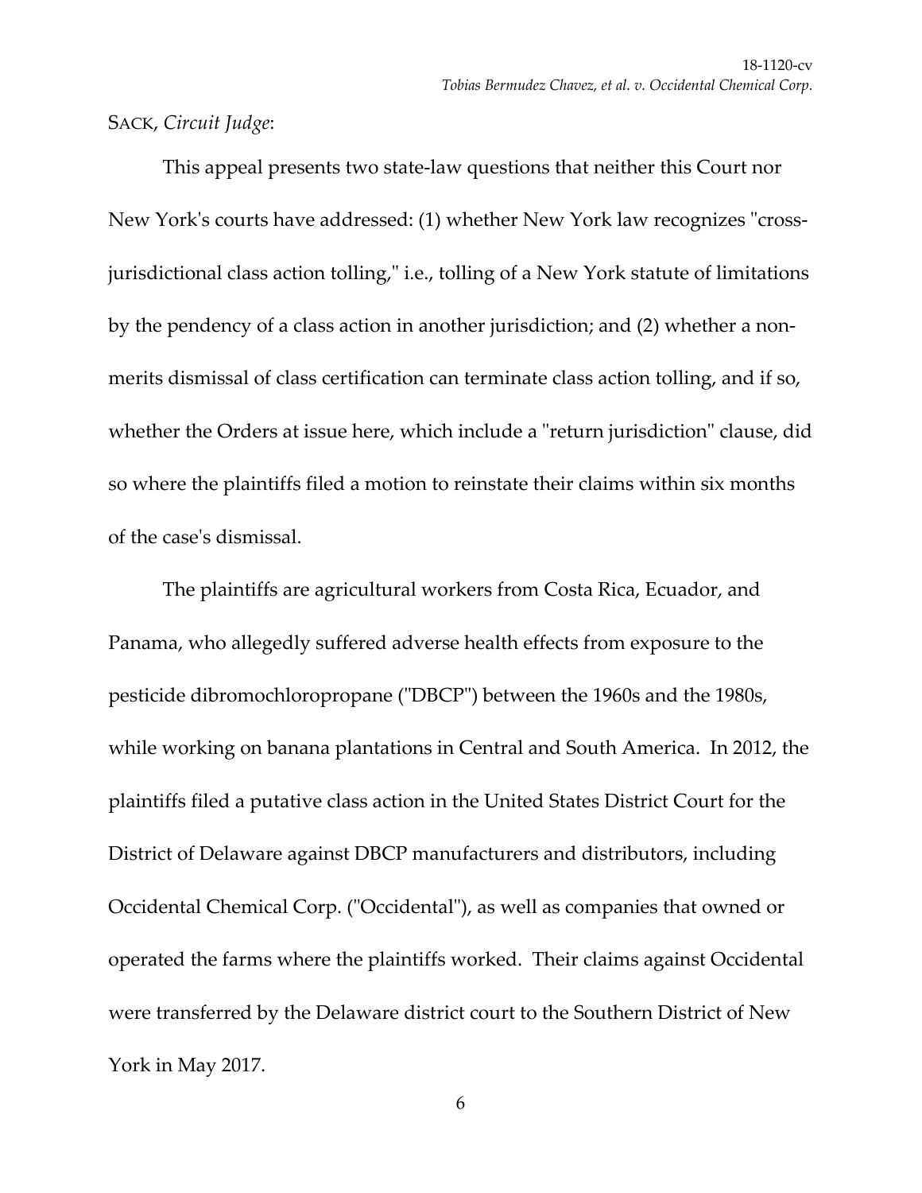SACK, *Circuit Judge*:

This appeal presents two state-law questions that neither this Court nor New York's courts have addressed: (1) whether New York law recognizes "cross-jurisdictional class action tolling," i.e., tolling of a New York statute of limitations by the pendency of a class action in another jurisdiction; and (2) whether a non-merits dismissal of class certification can terminate class action tolling, and if so, whether the Orders at issue here, which include a "return jurisdiction" clause, did so where the plaintiffs filed a motion to reinstate their claims within six months of the case's dismissal.

The plaintiffs are agricultural workers from Costa Rica, Ecuador, and Panama, who allegedly suffered adverse health effects from exposure to the pesticide dibromochloropropane ("DBCP") between the 1960s and the 1980s, while working on banana plantations in Central and South America. In 2012, the plaintiffs filed a putative class action in the United States District Court for the District of Delaware against DBCP manufacturers and distributors, including Occidental Chemical Corp. ("Occidental"), as well as companies that owned or operated the farms where the plaintiffs worked. Their claims against Occidental were transferred by the Delaware district court to the Southern District of New York in May 2017.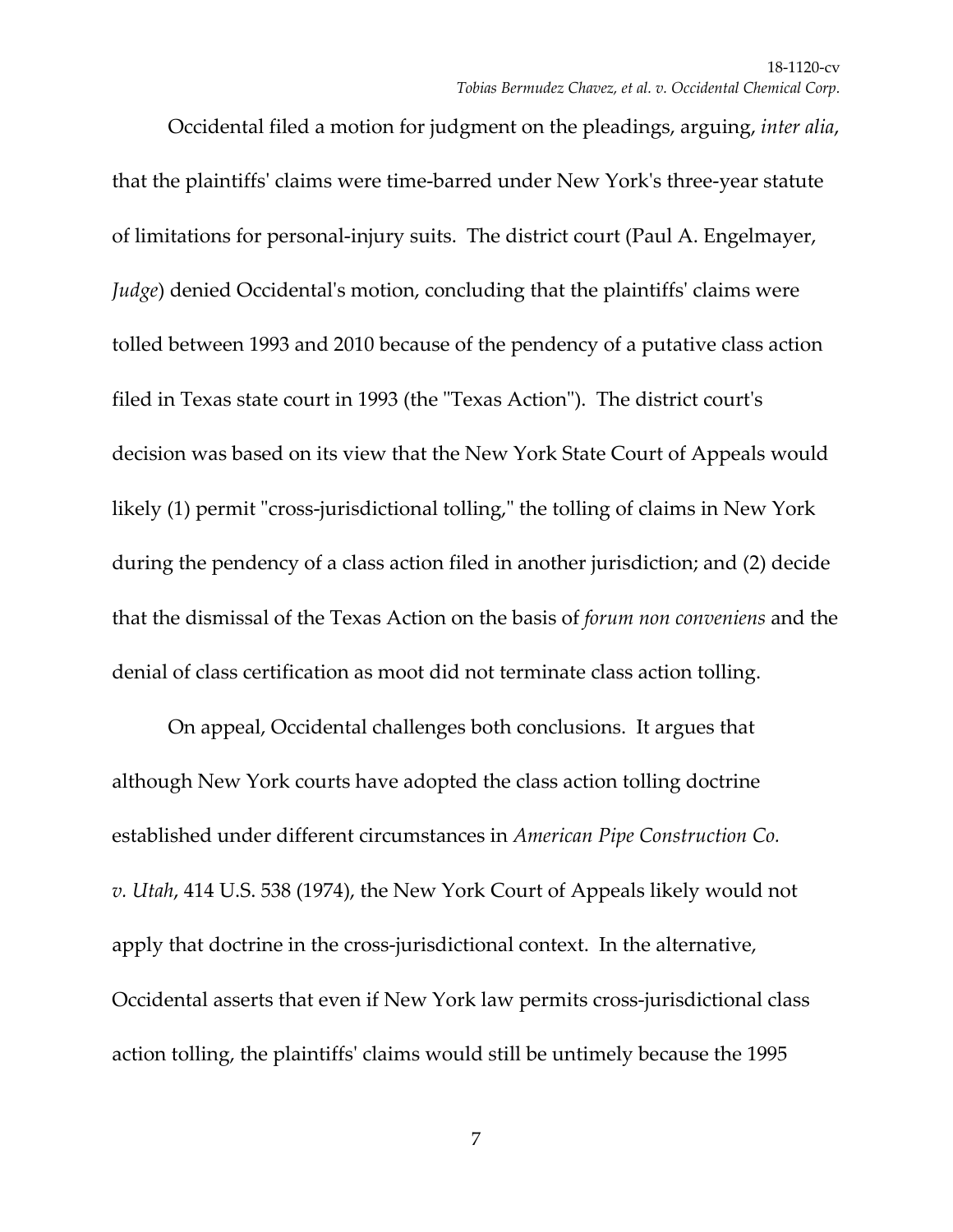Occidental filed a motion for judgment on the pleadings, arguing, *inter alia*, that the plaintiffs' claims were time-barred under New York's three-year statute of limitations for personal-injury suits. The district court (Paul A. Engelmayer, *Judge*) denied Occidental's motion, concluding that the plaintiffs' claims were tolled between 1993 and 2010 because of the pendency of a putative class action filed in Texas state court in 1993 (the "Texas Action"). The district court's decision was based on its view that the New York State Court of Appeals would likely (1) permit "cross-jurisdictional tolling," the tolling of claims in New York during the pendency of a class action filed in another jurisdiction; and (2) decide that the dismissal of the Texas Action on the basis of *forum non conveniens* and the denial of class certification as moot did not terminate class action tolling.

On appeal, Occidental challenges both conclusions. It argues that although New York courts have adopted the class action tolling doctrine established under different circumstances in *American Pipe Construction Co. v. Utah*, 414 U.S. 538 (1974), the New York Court of Appeals likely would not apply that doctrine in the cross-jurisdictional context. In the alternative, Occidental asserts that even if New York law permits cross-jurisdictional class action tolling, the plaintiffs' claims would still be untimely because the 1995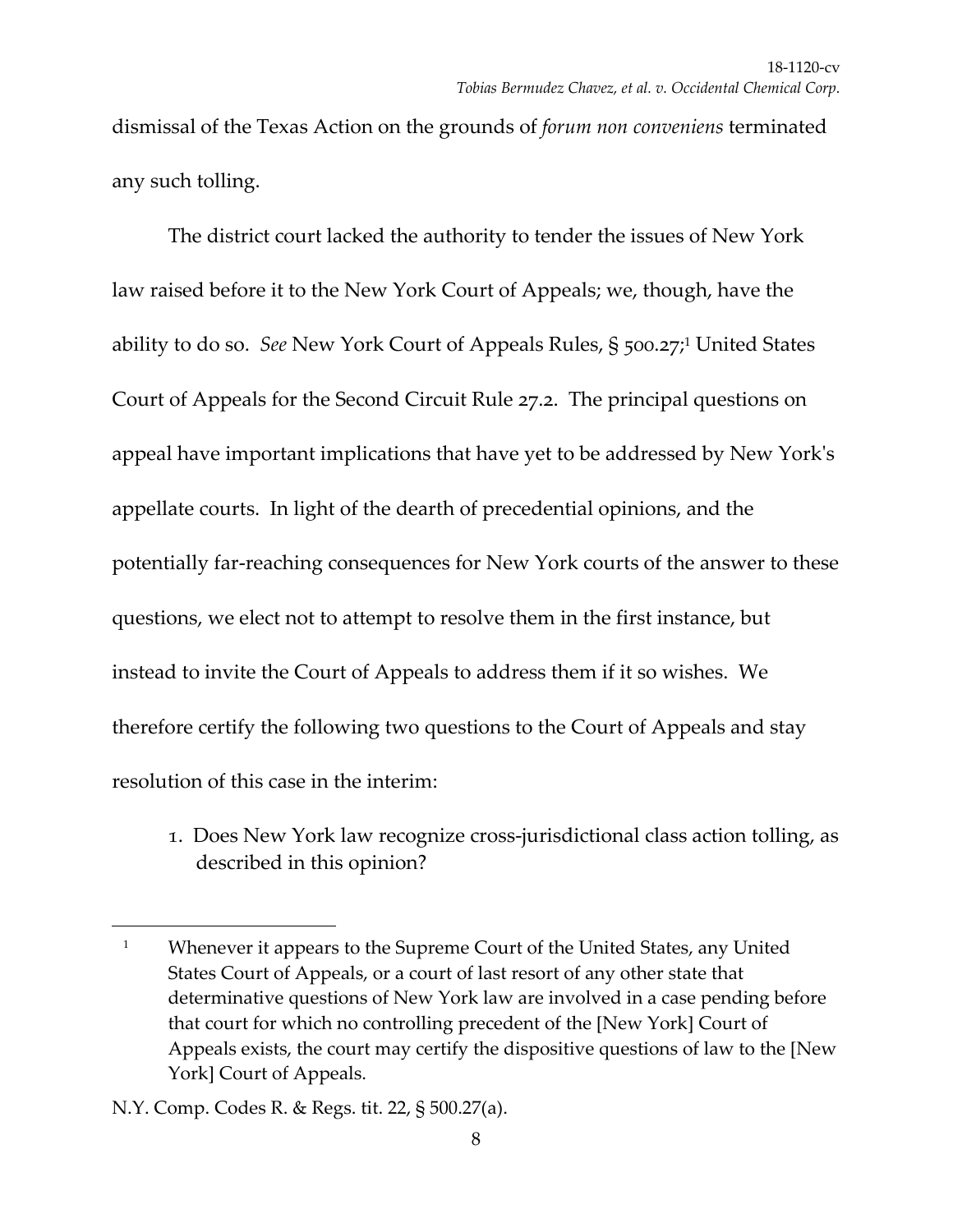dismissal of the Texas Action on the grounds of *forum non conveniens* terminated any such tolling.

The district court lacked the authority to tender the issues of New York law raised before it to the New York Court of Appeals; we, though, have the ability to do so. *See* New York Court of Appeals Rules, § 500.27;[1] United States Court of Appeals for the Second Circuit Rule 27.2. The principal questions on appeal have important implications that have yet to be addressed by New York's appellate courts. In light of the dearth of precedential opinions, and the potentially far-reaching consequences for New York courts of the answer to these questions, we elect not to attempt to resolve them in the first instance, but instead to invite the Court of Appeals to address them if it so wishes. We therefore certify the following two questions to the Court of Appeals and stay resolution of this case in the interim:

1. Does New York law recognize cross-jurisdictional class action tolling, as described in this opinion?

---

[1] Whenever it appears to the Supreme Court of the United States, any United States Court of Appeals, or a court of last resort of any other state that determinative questions of New York law are involved in a case pending before that court for which no controlling precedent of the [New York] Court of Appeals exists, the court may certify the dispositive questions of law to the [New York] Court of Appeals.

N.Y. Comp. Codes R. & Regs. tit. 22, § 500.27(a).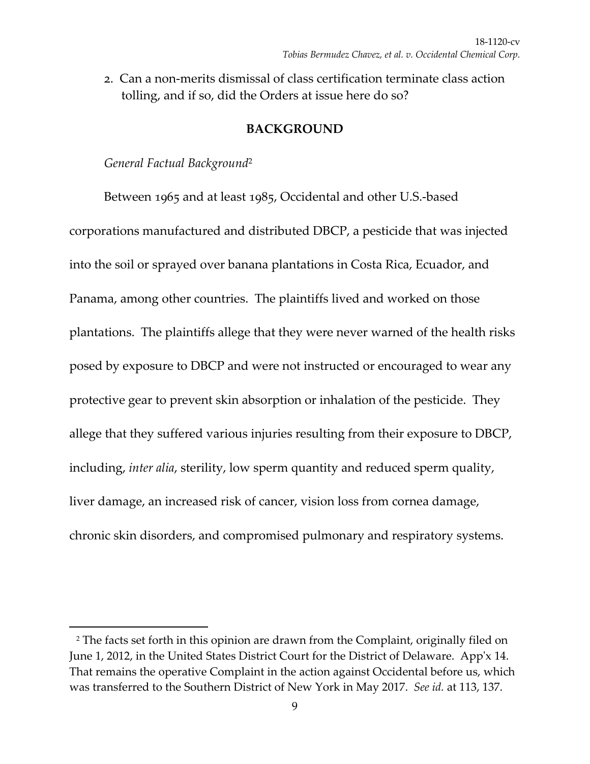2. Can a non-merits dismissal of class certification terminate class action tolling, and if so, did the Orders at issue here do so?

## BACKGROUND

*General Factual Background*[2]

Between 1965 and at least 1985, Occidental and other U.S.-based corporations manufactured and distributed DBCP, a pesticide that was injected into the soil or sprayed over banana plantations in Costa Rica, Ecuador, and Panama, among other countries. The plaintiffs lived and worked on those plantations. The plaintiffs allege that they were never warned of the health risks posed by exposure to DBCP and were not instructed or encouraged to wear any protective gear to prevent skin absorption or inhalation of the pesticide. They allege that they suffered various injuries resulting from their exposure to DBCP, including, *inter alia*, sterility, low sperm quantity and reduced sperm quality, liver damage, an increased risk of cancer, vision loss from cornea damage, chronic skin disorders, and compromised pulmonary and respiratory systems.

---

[2] The facts set forth in this opinion are drawn from the Complaint, originally filed on June 1, 2012, in the United States District Court for the District of Delaware. App'x 14. That remains the operative Complaint in the action against Occidental before us, which was transferred to the Southern District of New York in May 2017. *See id.* at 113, 137.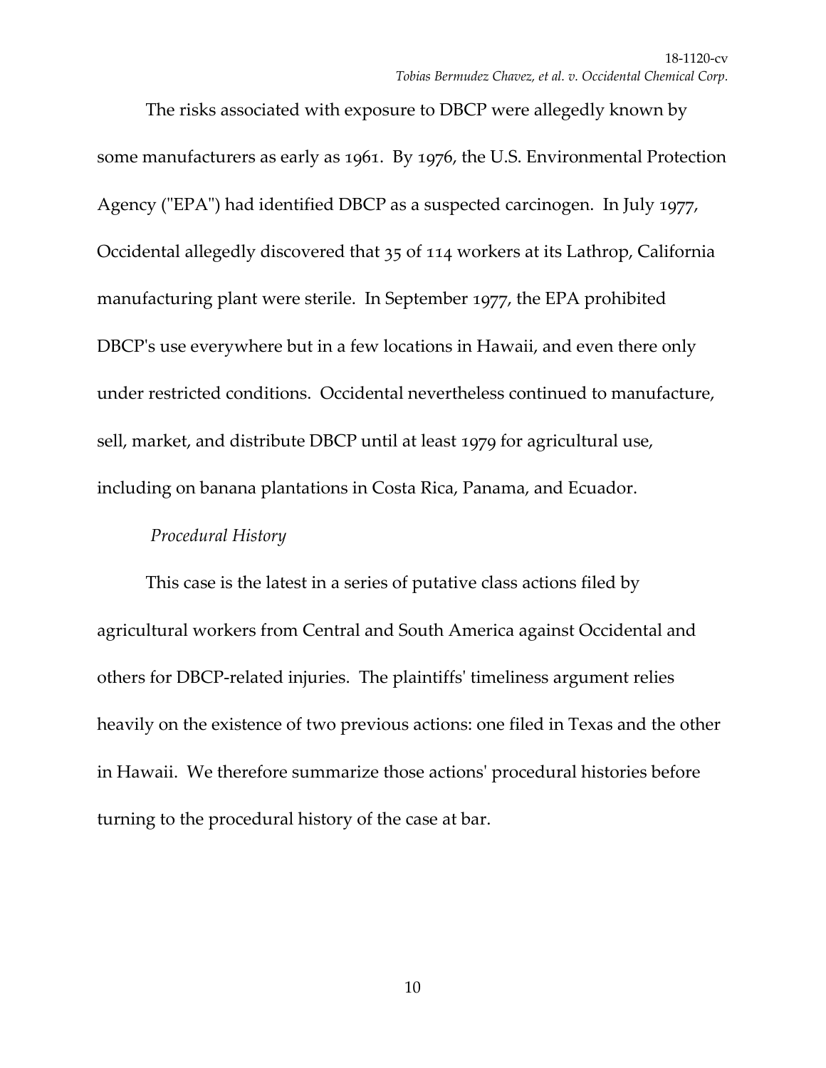The risks associated with exposure to DBCP were allegedly known by some manufacturers as early as 1961. By 1976, the U.S. Environmental Protection Agency ("EPA") had identified DBCP as a suspected carcinogen. In July 1977, Occidental allegedly discovered that 35 of 114 workers at its Lathrop, California manufacturing plant were sterile. In September 1977, the EPA prohibited DBCP's use everywhere but in a few locations in Hawaii, and even there only under restricted conditions. Occidental nevertheless continued to manufacture, sell, market, and distribute DBCP until at least 1979 for agricultural use, including on banana plantations in Costa Rica, Panama, and Ecuador.

*Procedural History*

This case is the latest in a series of putative class actions filed by agricultural workers from Central and South America against Occidental and others for DBCP-related injuries. The plaintiffs' timeliness argument relies heavily on the existence of two previous actions: one filed in Texas and the other in Hawaii. We therefore summarize those actions' procedural histories before turning to the procedural history of the case at bar.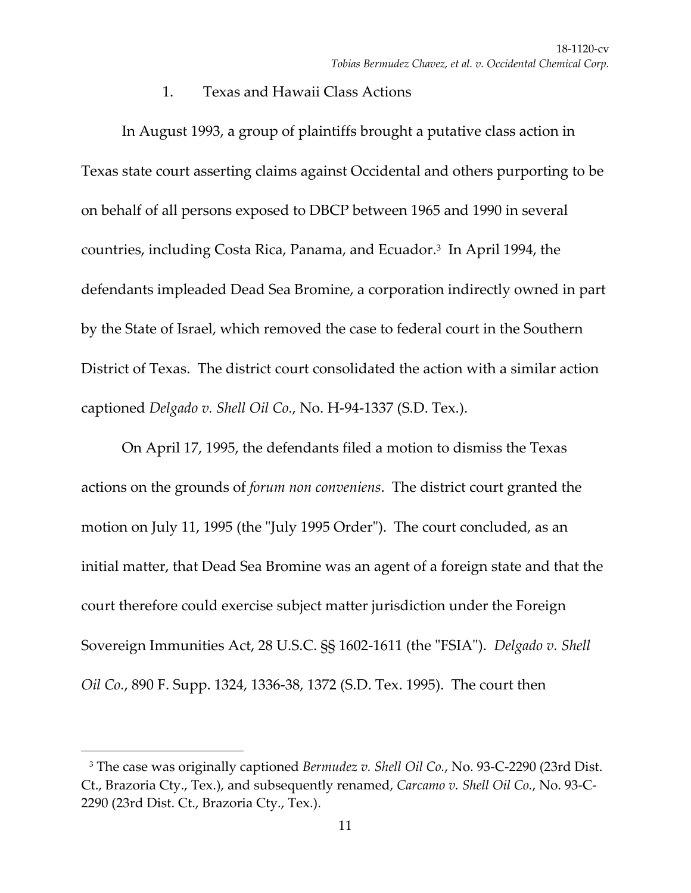### 1. Texas and Hawaii Class Actions

In August 1993, a group of plaintiffs brought a putative class action in Texas state court asserting claims against Occidental and others purporting to be on behalf of all persons exposed to DBCP between 1965 and 1990 in several countries, including Costa Rica, Panama, and Ecuador.[3] In April 1994, the defendants impleaded Dead Sea Bromine, a corporation indirectly owned in part by the State of Israel, which removed the case to federal court in the Southern District of Texas. The district court consolidated the action with a similar action captioned *Delgado v. Shell Oil Co.*, No. H-94-1337 (S.D. Tex.).

On April 17, 1995, the defendants filed a motion to dismiss the Texas actions on the grounds of *forum non conveniens*. The district court granted the motion on July 11, 1995 (the "July 1995 Order"). The court concluded, as an initial matter, that Dead Sea Bromine was an agent of a foreign state and that the court therefore could exercise subject matter jurisdiction under the Foreign Sovereign Immunities Act, 28 U.S.C. §§ 1602-1611 (the "FSIA"). *Delgado v. Shell Oil Co.*, 890 F. Supp. 1324, 1336-38, 1372 (S.D. Tex. 1995). The court then

---

[3] The case was originally captioned *Bermudez v. Shell Oil Co.*, No. 93-C-2290 (23rd Dist. Ct., Brazoria Cty., Tex.), and subsequently renamed, *Carcamo v. Shell Oil Co.*, No. 93-C-2290 (23rd Dist. Ct., Brazoria Cty., Tex.).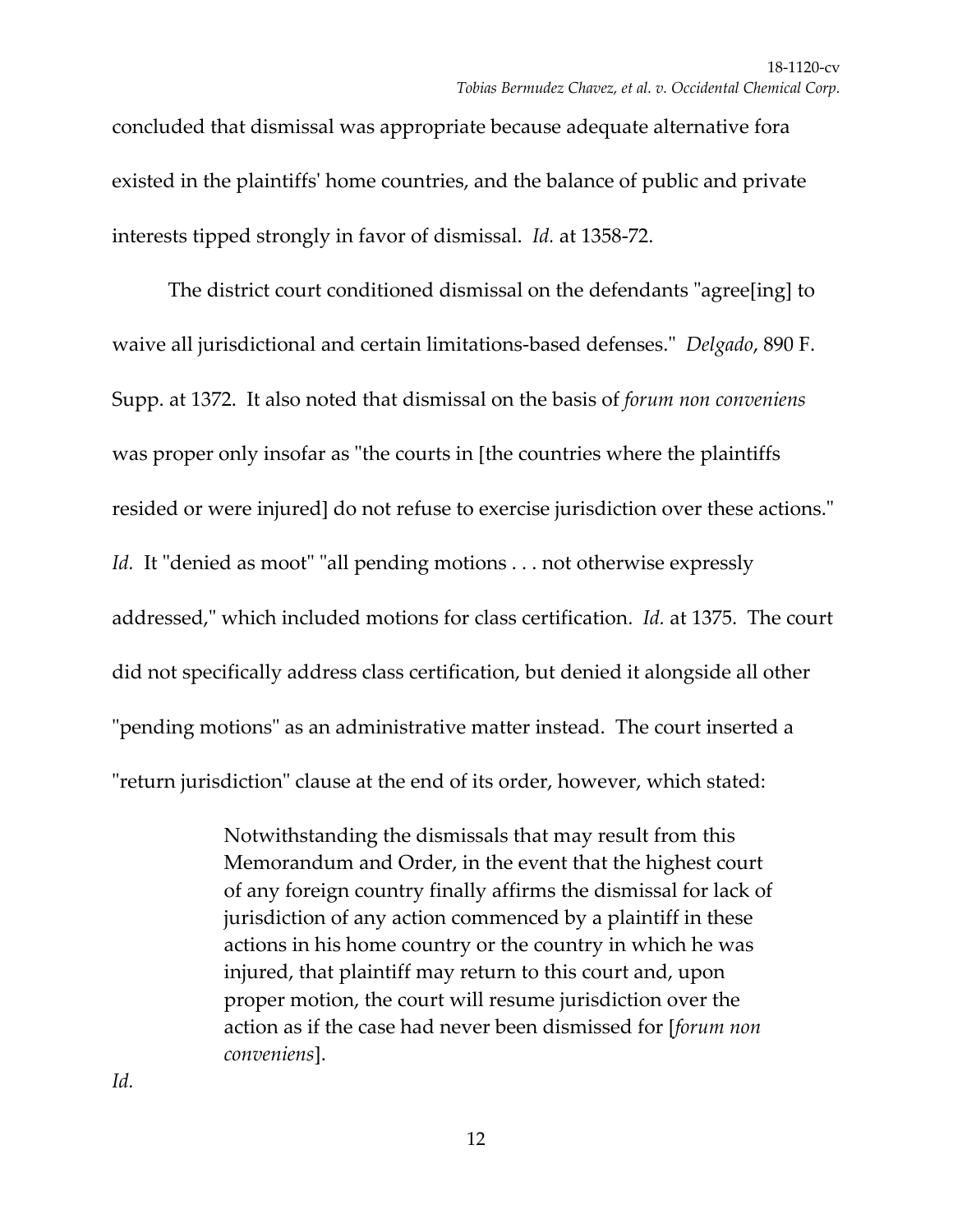concluded that dismissal was appropriate because adequate alternative fora existed in the plaintiffs' home countries, and the balance of public and private interests tipped strongly in favor of dismissal. *Id.* at 1358-72.

The district court conditioned dismissal on the defendants "agree[ing] to waive all jurisdictional and certain limitations-based defenses." *Delgado*, 890 F. Supp. at 1372. It also noted that dismissal on the basis of *forum non conveniens* was proper only insofar as "the courts in [the countries where the plaintiffs resided or were injured] do not refuse to exercise jurisdiction over these actions." *Id.* It "denied as moot" "all pending motions . . . not otherwise expressly addressed," which included motions for class certification. *Id.* at 1375. The court did not specifically address class certification, but denied it alongside all other "pending motions" as an administrative matter instead. The court inserted a "return jurisdiction" clause at the end of its order, however, which stated:

> Notwithstanding the dismissals that may result from this Memorandum and Order, in the event that the highest court of any foreign country finally affirms the dismissal for lack of jurisdiction of any action commenced by a plaintiff in these actions in his home country or the country in which he was injured, that plaintiff may return to this court and, upon proper motion, the court will resume jurisdiction over the action as if the case had never been dismissed for [*forum non conveniens*].

*Id.*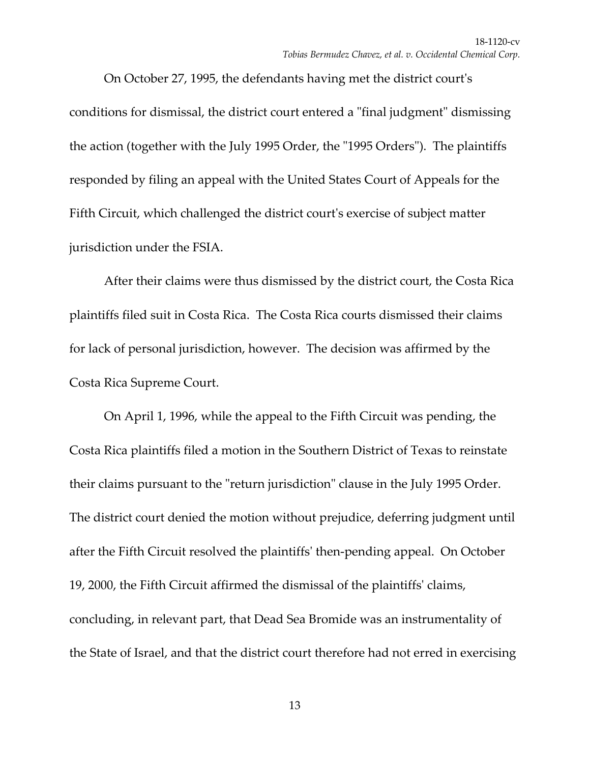On October 27, 1995, the defendants having met the district court's conditions for dismissal, the district court entered a "final judgment" dismissing the action (together with the July 1995 Order, the "1995 Orders"). The plaintiffs responded by filing an appeal with the United States Court of Appeals for the Fifth Circuit, which challenged the district court's exercise of subject matter jurisdiction under the FSIA.

After their claims were thus dismissed by the district court, the Costa Rica plaintiffs filed suit in Costa Rica. The Costa Rica courts dismissed their claims for lack of personal jurisdiction, however. The decision was affirmed by the Costa Rica Supreme Court.

On April 1, 1996, while the appeal to the Fifth Circuit was pending, the Costa Rica plaintiffs filed a motion in the Southern District of Texas to reinstate their claims pursuant to the "return jurisdiction" clause in the July 1995 Order. The district court denied the motion without prejudice, deferring judgment until after the Fifth Circuit resolved the plaintiffs' then-pending appeal. On October 19, 2000, the Fifth Circuit affirmed the dismissal of the plaintiffs' claims, concluding, in relevant part, that Dead Sea Bromide was an instrumentality of the State of Israel, and that the district court therefore had not erred in exercising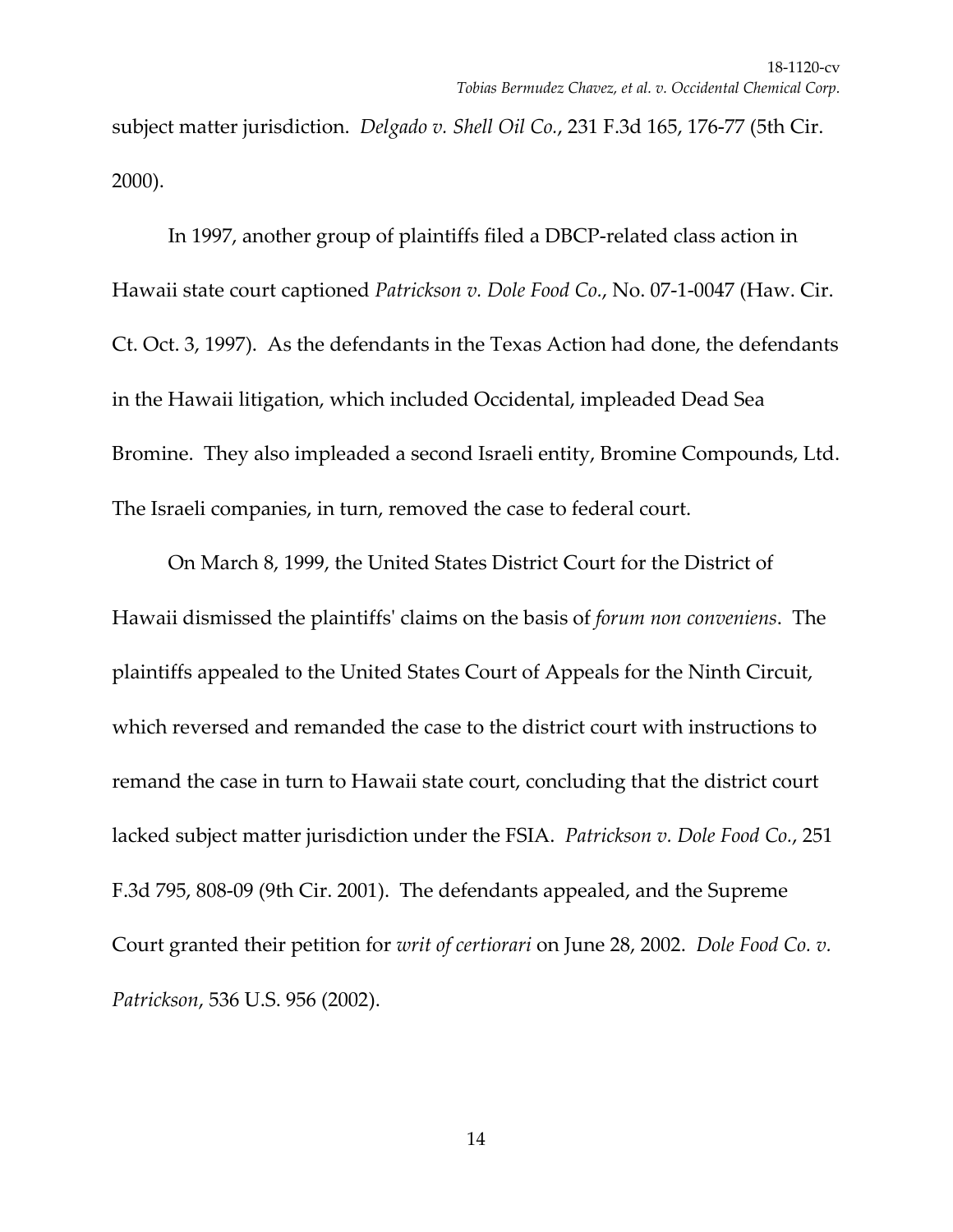subject matter jurisdiction. *Delgado v. Shell Oil Co.*, 231 F.3d 165, 176-77 (5th Cir. 2000).

In 1997, another group of plaintiffs filed a DBCP-related class action in Hawaii state court captioned *Patrickson v. Dole Food Co.*, No. 07-1-0047 (Haw. Cir. Ct. Oct. 3, 1997). As the defendants in the Texas Action had done, the defendants in the Hawaii litigation, which included Occidental, impleaded Dead Sea Bromine. They also impleaded a second Israeli entity, Bromine Compounds, Ltd. The Israeli companies, in turn, removed the case to federal court.

On March 8, 1999, the United States District Court for the District of Hawaii dismissed the plaintiffs' claims on the basis of *forum non conveniens*. The plaintiffs appealed to the United States Court of Appeals for the Ninth Circuit, which reversed and remanded the case to the district court with instructions to remand the case in turn to Hawaii state court, concluding that the district court lacked subject matter jurisdiction under the FSIA. *Patrickson v. Dole Food Co.*, 251 F.3d 795, 808-09 (9th Cir. 2001). The defendants appealed, and the Supreme Court granted their petition for *writ of certiorari* on June 28, 2002. *Dole Food Co. v. Patrickson*, 536 U.S. 956 (2002).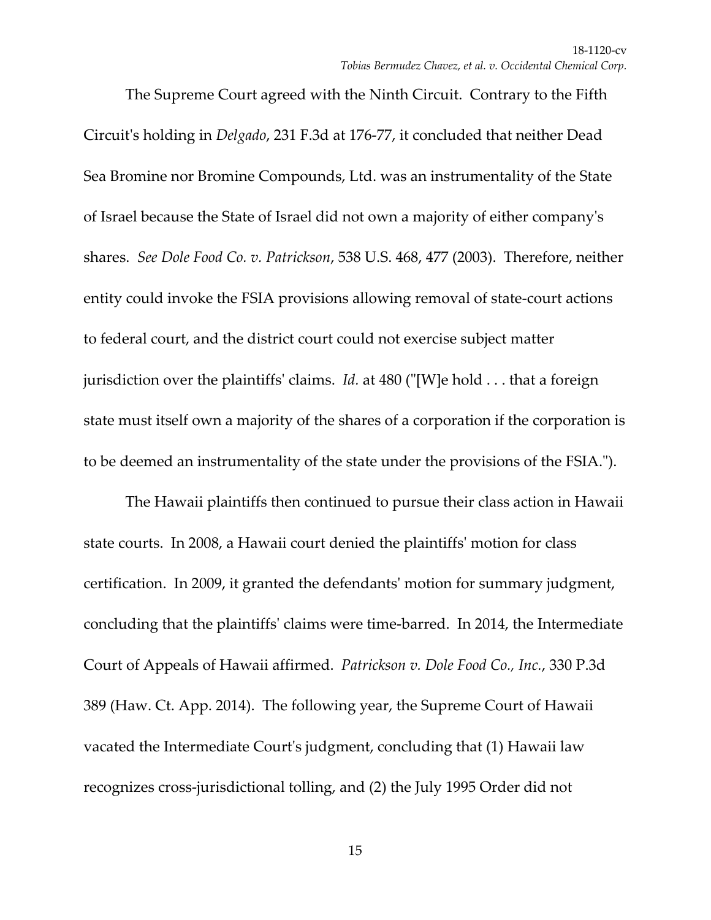The Supreme Court agreed with the Ninth Circuit. Contrary to the Fifth Circuit's holding in *Delgado*, 231 F.3d at 176-77, it concluded that neither Dead Sea Bromine nor Bromine Compounds, Ltd. was an instrumentality of the State of Israel because the State of Israel did not own a majority of either company's shares. *See Dole Food Co. v. Patrickson*, 538 U.S. 468, 477 (2003). Therefore, neither entity could invoke the FSIA provisions allowing removal of state-court actions to federal court, and the district court could not exercise subject matter jurisdiction over the plaintiffs' claims. *Id.* at 480 ("[W]e hold . . . that a foreign state must itself own a majority of the shares of a corporation if the corporation is to be deemed an instrumentality of the state under the provisions of the FSIA.").

The Hawaii plaintiffs then continued to pursue their class action in Hawaii state courts. In 2008, a Hawaii court denied the plaintiffs' motion for class certification. In 2009, it granted the defendants' motion for summary judgment, concluding that the plaintiffs' claims were time-barred. In 2014, the Intermediate Court of Appeals of Hawaii affirmed. *Patrickson v. Dole Food Co., Inc.*, 330 P.3d 389 (Haw. Ct. App. 2014). The following year, the Supreme Court of Hawaii vacated the Intermediate Court's judgment, concluding that (1) Hawaii law recognizes cross-jurisdictional tolling, and (2) the July 1995 Order did not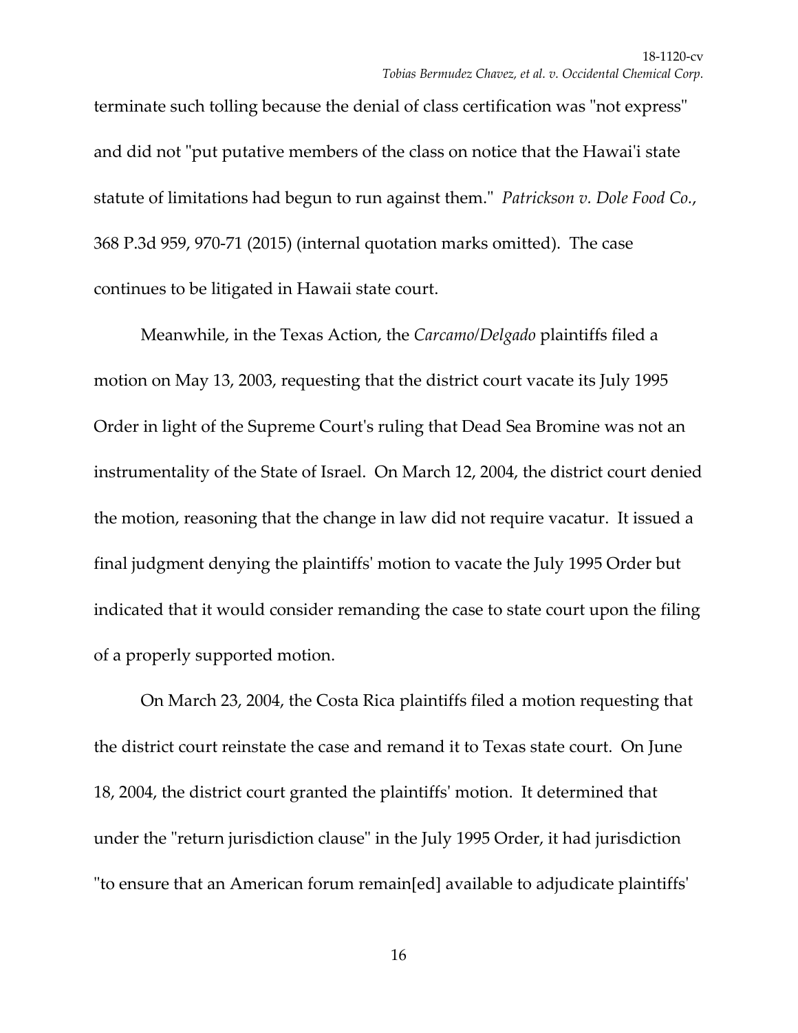terminate such tolling because the denial of class certification was "not express" and did not "put putative members of the class on notice that the Hawai'i state statute of limitations had begun to run against them." *Patrickson v. Dole Food Co.*, 368 P.3d 959, 970-71 (2015) (internal quotation marks omitted). The case continues to be litigated in Hawaii state court.

Meanwhile, in the Texas Action, the *Carcamo/Delgado* plaintiffs filed a motion on May 13, 2003, requesting that the district court vacate its July 1995 Order in light of the Supreme Court's ruling that Dead Sea Bromine was not an instrumentality of the State of Israel. On March 12, 2004, the district court denied the motion, reasoning that the change in law did not require vacatur. It issued a final judgment denying the plaintiffs' motion to vacate the July 1995 Order but indicated that it would consider remanding the case to state court upon the filing of a properly supported motion.

On March 23, 2004, the Costa Rica plaintiffs filed a motion requesting that the district court reinstate the case and remand it to Texas state court. On June 18, 2004, the district court granted the plaintiffs' motion. It determined that under the "return jurisdiction clause" in the July 1995 Order, it had jurisdiction "to ensure that an American forum remain[ed] available to adjudicate plaintiffs'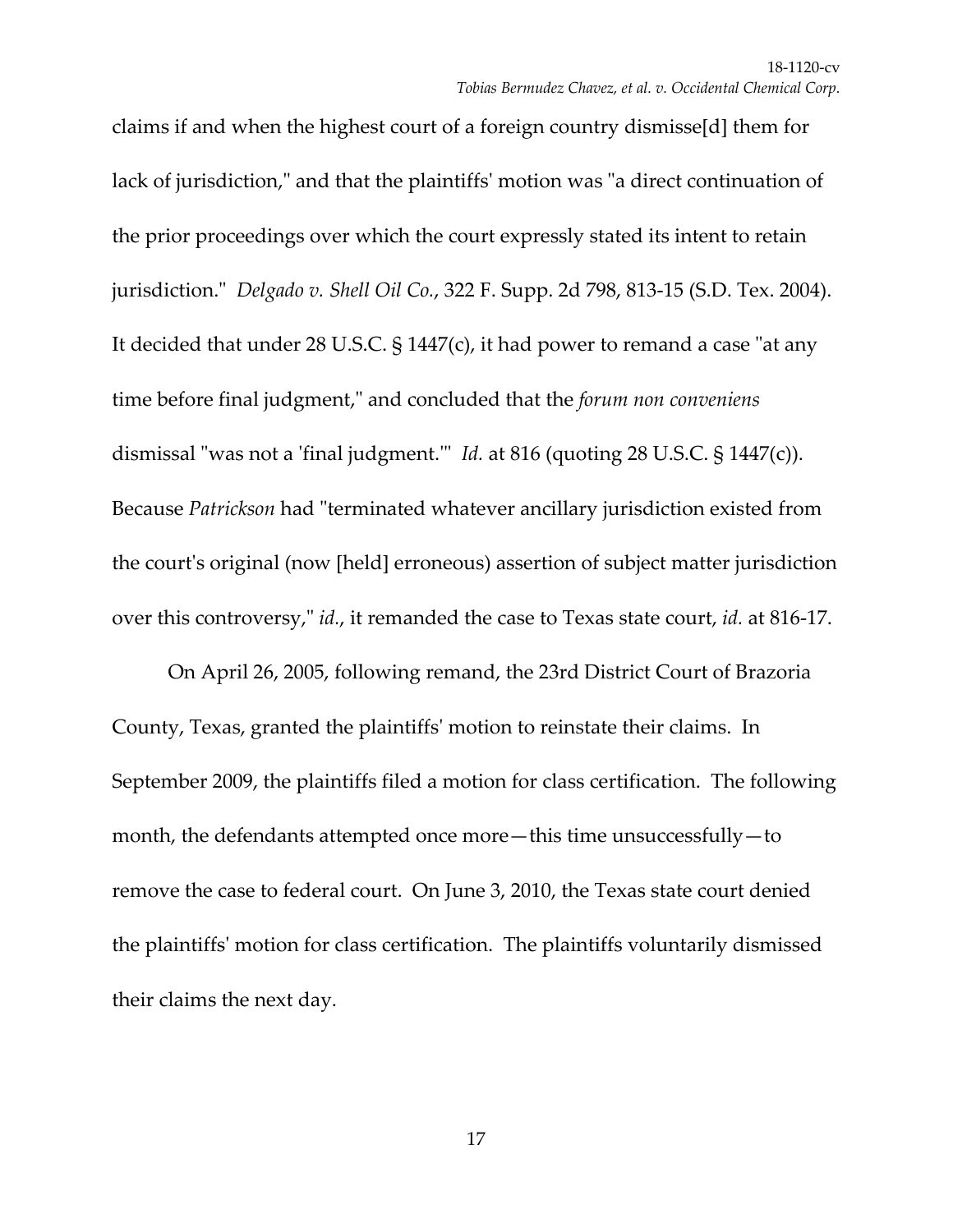claims if and when the highest court of a foreign country dismisse[d] them for lack of jurisdiction," and that the plaintiffs' motion was "a direct continuation of the prior proceedings over which the court expressly stated its intent to retain jurisdiction." *Delgado v. Shell Oil Co.*, 322 F. Supp. 2d 798, 813-15 (S.D. Tex. 2004). It decided that under 28 U.S.C. § 1447(c), it had power to remand a case "at any time before final judgment," and concluded that the *forum non conveniens* dismissal "was not a 'final judgment.'" *Id.* at 816 (quoting 28 U.S.C. § 1447(c)). Because *Patrickson* had "terminated whatever ancillary jurisdiction existed from the court's original (now [held] erroneous) assertion of subject matter jurisdiction over this controversy," *id.*, it remanded the case to Texas state court, *id.* at 816-17.

On April 26, 2005, following remand, the 23rd District Court of Brazoria County, Texas, granted the plaintiffs' motion to reinstate their claims. In September 2009, the plaintiffs filed a motion for class certification. The following month, the defendants attempted once more—this time unsuccessfully—to remove the case to federal court. On June 3, 2010, the Texas state court denied the plaintiffs' motion for class certification. The plaintiffs voluntarily dismissed their claims the next day.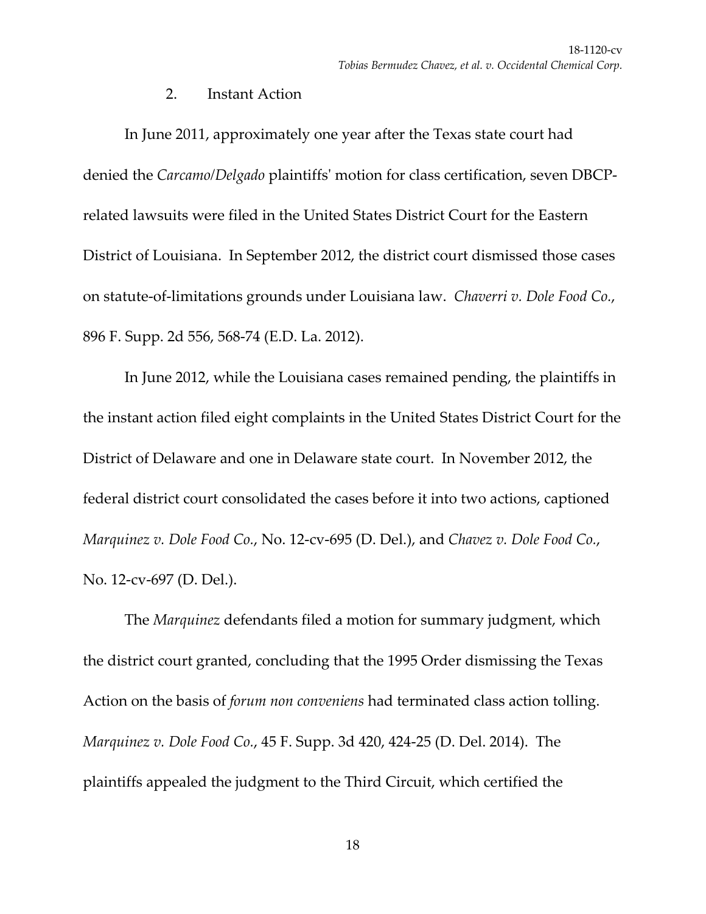2. Instant Action

In June 2011, approximately one year after the Texas state court had denied the *Carcamo/Delgado* plaintiffs' motion for class certification, seven DBCP-related lawsuits were filed in the United States District Court for the Eastern District of Louisiana. In September 2012, the district court dismissed those cases on statute-of-limitations grounds under Louisiana law. *Chaverri v. Dole Food Co.*, 896 F. Supp. 2d 556, 568-74 (E.D. La. 2012).

In June 2012, while the Louisiana cases remained pending, the plaintiffs in the instant action filed eight complaints in the United States District Court for the District of Delaware and one in Delaware state court. In November 2012, the federal district court consolidated the cases before it into two actions, captioned *Marquinez v. Dole Food Co.*, No. 12-cv-695 (D. Del.), and *Chavez v. Dole Food Co.*, No. 12-cv-697 (D. Del.).

The *Marquinez* defendants filed a motion for summary judgment, which the district court granted, concluding that the 1995 Order dismissing the Texas Action on the basis of *forum non conveniens* had terminated class action tolling. *Marquinez v. Dole Food Co.*, 45 F. Supp. 3d 420, 424-25 (D. Del. 2014). The plaintiffs appealed the judgment to the Third Circuit, which certified the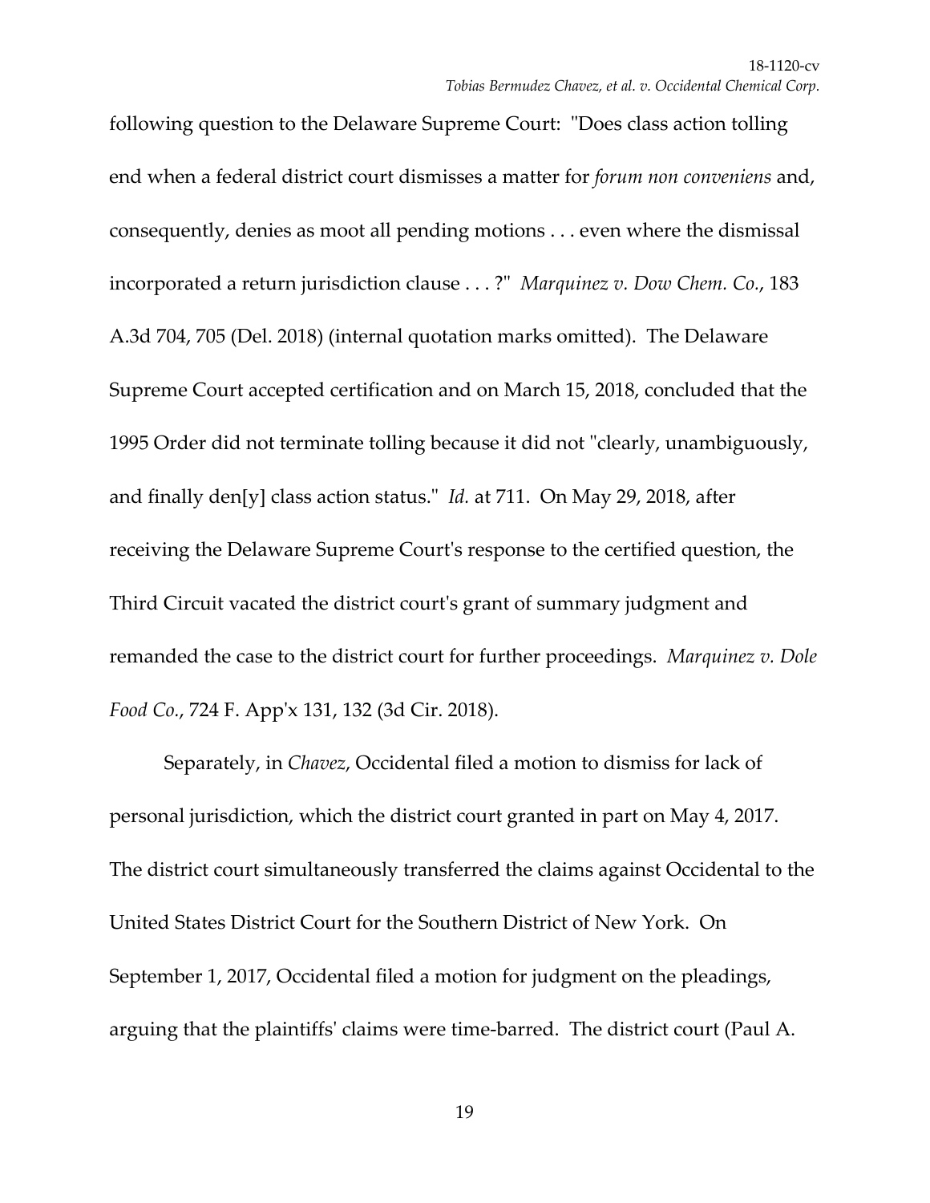following question to the Delaware Supreme Court: "Does class action tolling end when a federal district court dismisses a matter for *forum non conveniens* and, consequently, denies as moot all pending motions . . . even where the dismissal incorporated a return jurisdiction clause . . . ?" *Marquinez v. Dow Chem. Co.*, 183 A.3d 704, 705 (Del. 2018) (internal quotation marks omitted). The Delaware Supreme Court accepted certification and on March 15, 2018, concluded that the 1995 Order did not terminate tolling because it did not "clearly, unambiguously, and finally den[y] class action status." *Id.* at 711. On May 29, 2018, after receiving the Delaware Supreme Court's response to the certified question, the Third Circuit vacated the district court's grant of summary judgment and remanded the case to the district court for further proceedings. *Marquinez v. Dole Food Co.*, 724 F. App'x 131, 132 (3d Cir. 2018).

Separately, in *Chavez*, Occidental filed a motion to dismiss for lack of personal jurisdiction, which the district court granted in part on May 4, 2017. The district court simultaneously transferred the claims against Occidental to the United States District Court for the Southern District of New York. On September 1, 2017, Occidental filed a motion for judgment on the pleadings, arguing that the plaintiffs' claims were time-barred. The district court (Paul A.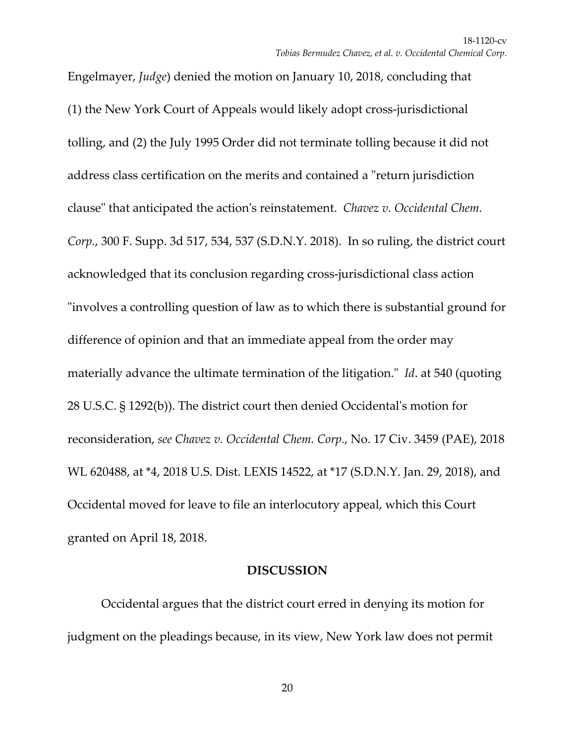Engelmayer, *Judge*) denied the motion on January 10, 2018, concluding that (1) the New York Court of Appeals would likely adopt cross-jurisdictional tolling, and (2) the July 1995 Order did not terminate tolling because it did not address class certification on the merits and contained a "return jurisdiction clause" that anticipated the action's reinstatement. *Chavez v. Occidental Chem. Corp.*, 300 F. Supp. 3d 517, 534, 537 (S.D.N.Y. 2018). In so ruling, the district court acknowledged that its conclusion regarding cross-jurisdictional class action "involves a controlling question of law as to which there is substantial ground for difference of opinion and that an immediate appeal from the order may materially advance the ultimate termination of the litigation." *Id*. at 540 (quoting 28 U.S.C. § 1292(b)). The district court then denied Occidental's motion for reconsideration, *see Chavez v. Occidental Chem. Corp.*, No. 17 Civ. 3459 (PAE), 2018 WL 620488, at *4, 2018 U.S. Dist. LEXIS 14522, at *17 (S.D.N.Y. Jan. 29, 2018), and Occidental moved for leave to file an interlocutory appeal, which this Court granted on April 18, 2018.

## DISCUSSION

Occidental argues that the district court erred in denying its motion for judgment on the pleadings because, in its view, New York law does not permit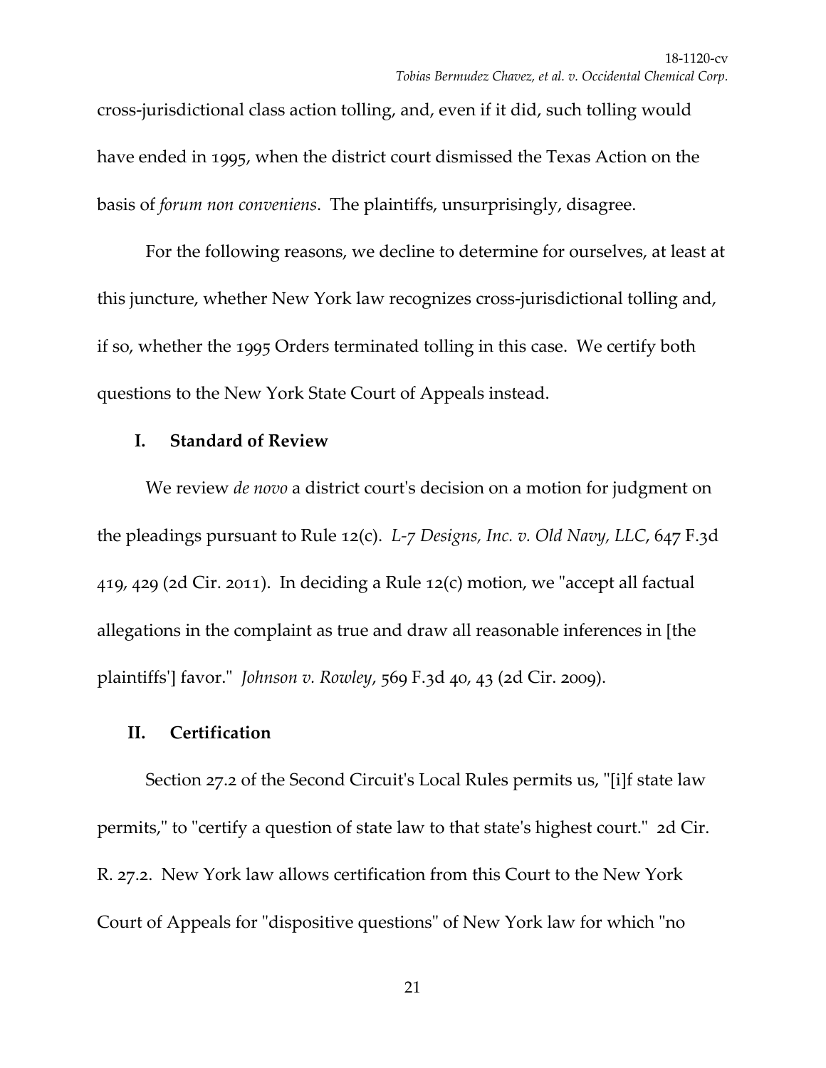cross-jurisdictional class action tolling, and, even if it did, such tolling would have ended in 1995, when the district court dismissed the Texas Action on the basis of *forum non conveniens*. The plaintiffs, unsurprisingly, disagree.

For the following reasons, we decline to determine for ourselves, at least at this juncture, whether New York law recognizes cross-jurisdictional tolling and, if so, whether the 1995 Orders terminated tolling in this case. We certify both questions to the New York State Court of Appeals instead.

## I. Standard of Review

We review *de novo* a district court's decision on a motion for judgment on the pleadings pursuant to Rule 12(c). *L-7 Designs, Inc. v. Old Navy, LLC*, 647 F.3d 419, 429 (2d Cir. 2011). In deciding a Rule 12(c) motion, we "accept all factual allegations in the complaint as true and draw all reasonable inferences in [the plaintiffs'] favor." *Johnson v. Rowley*, 569 F.3d 40, 43 (2d Cir. 2009).

## II. Certification

Section 27.2 of the Second Circuit's Local Rules permits us, "[i]f state law permits," to "certify a question of state law to that state's highest court." 2d Cir. R. 27.2. New York law allows certification from this Court to the New York Court of Appeals for "dispositive questions" of New York law for which "no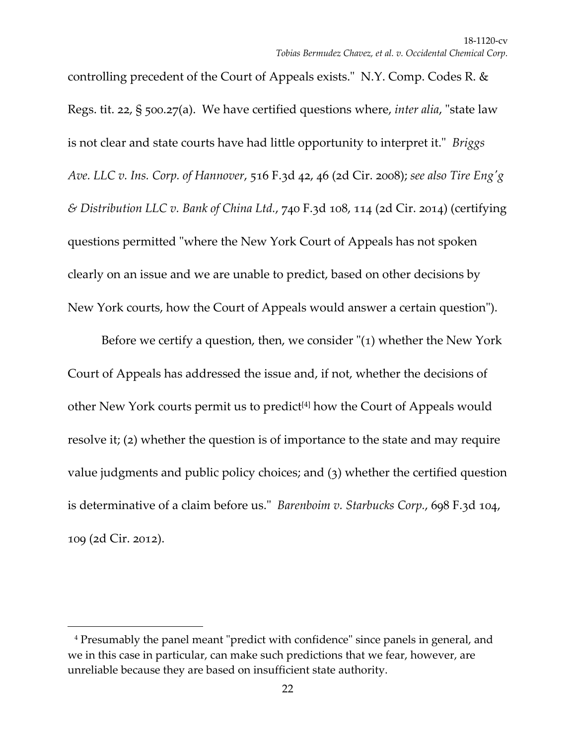controlling precedent of the Court of Appeals exists." N.Y. Comp. Codes R. & Regs. tit. 22, § 500.27(a). We have certified questions where, *inter alia*, "state law is not clear and state courts have had little opportunity to interpret it." *Briggs Ave. LLC v. Ins. Corp. of Hannover*, 516 F.3d 42, 46 (2d Cir. 2008); *see also Tire Eng'g & Distribution LLC v. Bank of China Ltd.*, 740 F.3d 108, 114 (2d Cir. 2014) (certifying questions permitted "where the New York Court of Appeals has not spoken clearly on an issue and we are unable to predict, based on other decisions by New York courts, how the Court of Appeals would answer a certain question").

Before we certify a question, then, we consider "(1) whether the New York Court of Appeals has addressed the issue and, if not, whether the decisions of other New York courts permit us to predict[4] how the Court of Appeals would resolve it; (2) whether the question is of importance to the state and may require value judgments and public policy choices; and (3) whether the certified question is determinative of a claim before us." *Barenboim v. Starbucks Corp.*, 698 F.3d 104, 109 (2d Cir. 2012).

---

[4] Presumably the panel meant "predict with confidence" since panels in general, and we in this case in particular, can make such predictions that we fear, however, are unreliable because they are based on insufficient state authority.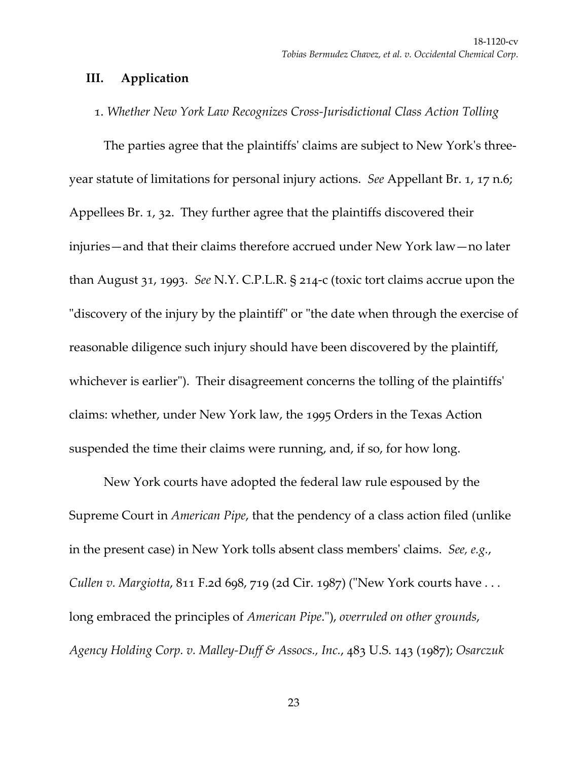## III. Application

1. *Whether New York Law Recognizes Cross-Jurisdictional Class Action Tolling*

The parties agree that the plaintiffs' claims are subject to New York's three-year statute of limitations for personal injury actions. *See* Appellant Br. 1, 17 n.6; Appellees Br. 1, 32. They further agree that the plaintiffs discovered their injuries—and that their claims therefore accrued under New York law—no later than August 31, 1993. *See* N.Y. C.P.L.R. § 214-c (toxic tort claims accrue upon the "discovery of the injury by the plaintiff" or "the date when through the exercise of reasonable diligence such injury should have been discovered by the plaintiff, whichever is earlier"). Their disagreement concerns the tolling of the plaintiffs' claims: whether, under New York law, the 1995 Orders in the Texas Action suspended the time their claims were running, and, if so, for how long.

New York courts have adopted the federal law rule espoused by the Supreme Court in *American Pipe*, that the pendency of a class action filed (unlike in the present case) in New York tolls absent class members' claims. *See, e.g.*, *Cullen v. Margiotta*, 811 F.2d 698, 719 (2d Cir. 1987) ("New York courts have . . . long embraced the principles of *American Pipe*."), *overruled on other grounds*, *Agency Holding Corp. v. Malley-Duff & Assocs., Inc.*, 483 U.S. 143 (1987); *Osarczuk*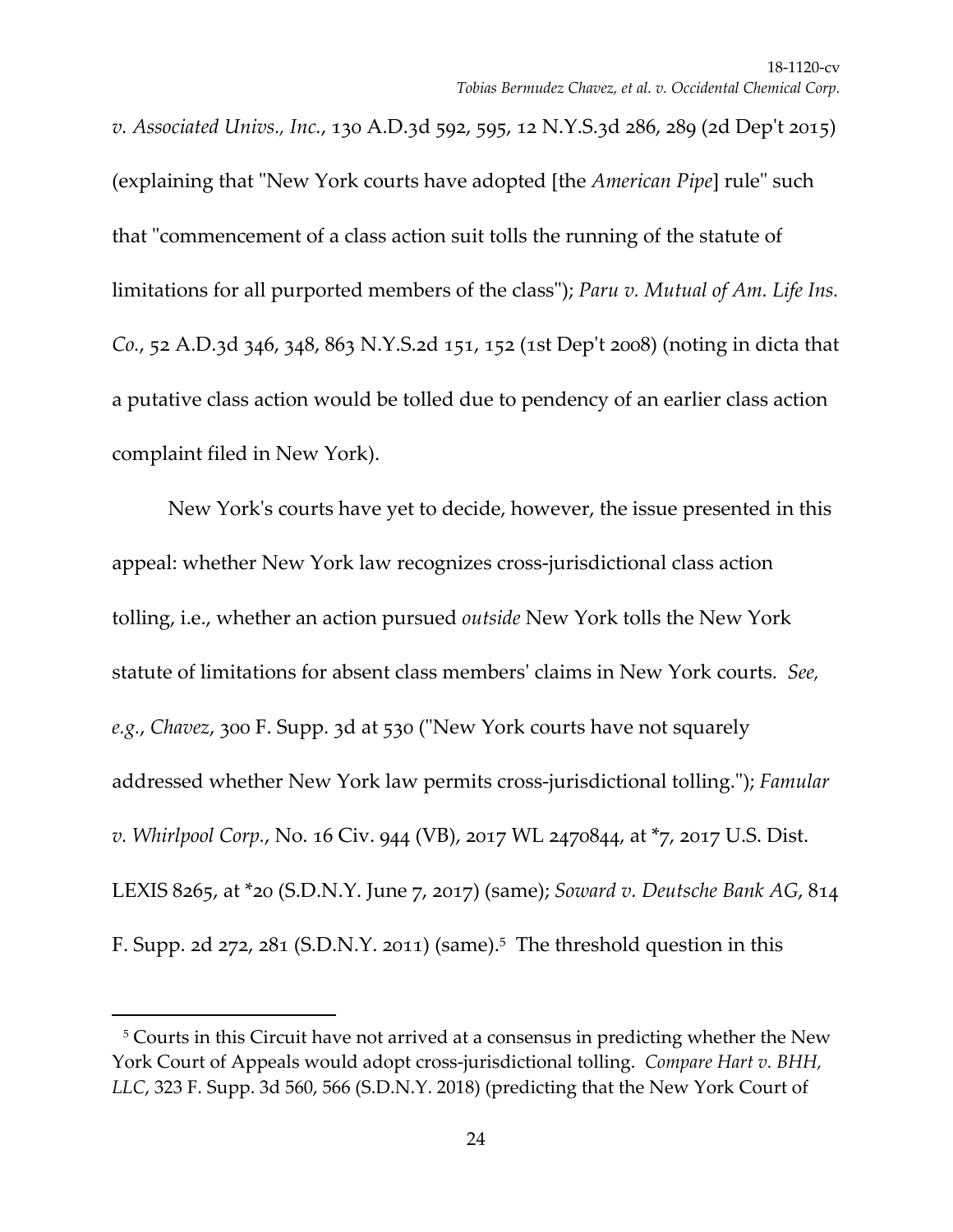*v. Associated Univs., Inc.*, 130 A.D.3d 592, 595, 12 N.Y.S.3d 286, 289 (2d Dep't 2015) (explaining that "New York courts have adopted [the *American Pipe*] rule" such that "commencement of a class action suit tolls the running of the statute of limitations for all purported members of the class"); *Paru v. Mutual of Am. Life Ins. Co.*, 52 A.D.3d 346, 348, 863 N.Y.S.2d 151, 152 (1st Dep't 2008) (noting in dicta that a putative class action would be tolled due to pendency of an earlier class action complaint filed in New York).

New York's courts have yet to decide, however, the issue presented in this appeal: whether New York law recognizes cross-jurisdictional class action tolling, i.e., whether an action pursued *outside* New York tolls the New York statute of limitations for absent class members' claims in New York courts. *See, e.g.*, *Chavez*, 300 F. Supp. 3d at 530 ("New York courts have not squarely addressed whether New York law permits cross-jurisdictional tolling."); *Famular v. Whirlpool Corp.*, No. 16 Civ. 944 (VB), 2017 WL 2470844, at *7, 2017 U.S. Dist. LEXIS 8265, at *20 (S.D.N.Y. June 7, 2017) (same); *Soward v. Deutsche Bank AG*, 814 F. Supp. 2d 272, 281 (S.D.N.Y. 2011) (same).[5] The threshold question in this

[5] Courts in this Circuit have not arrived at a consensus in predicting whether the New York Court of Appeals would adopt cross-jurisdictional tolling. *Compare Hart v. BHH, LLC*, 323 F. Supp. 3d 560, 566 (S.D.N.Y. 2018) (predicting that the New York Court of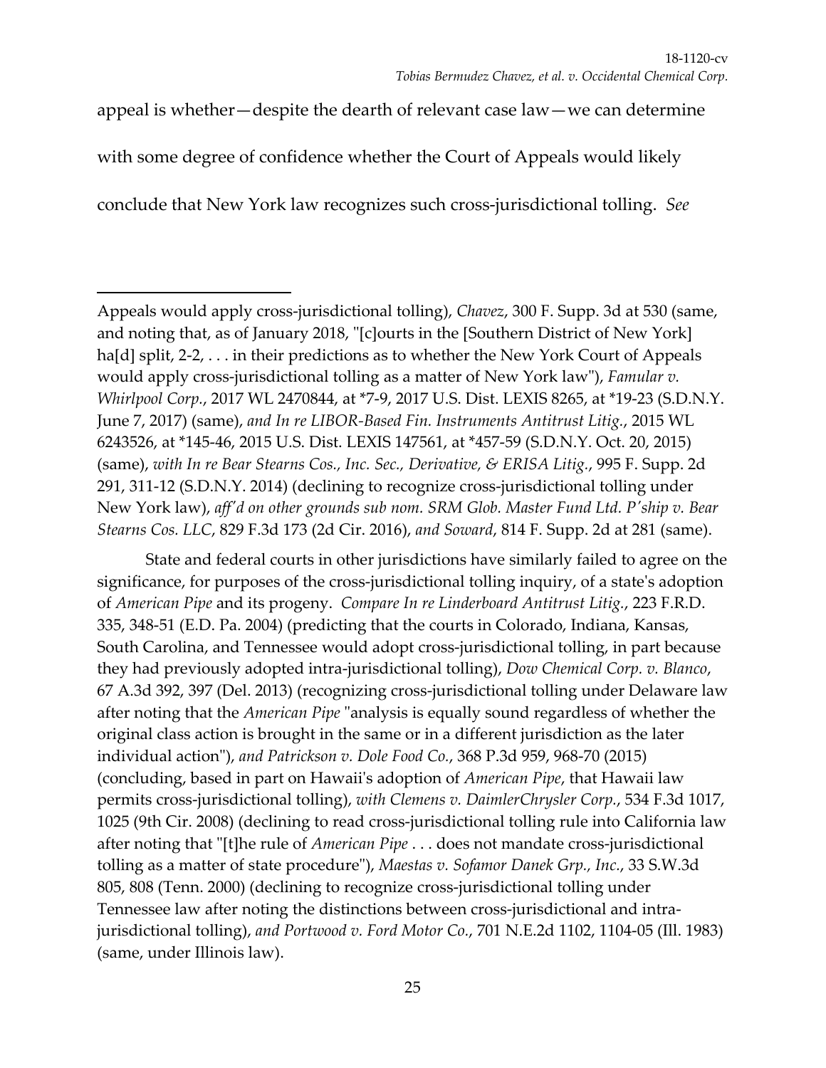appeal is whether—despite the dearth of relevant case law—we can determine with some degree of confidence whether the Court of Appeals would likely conclude that New York law recognizes such cross-jurisdictional tolling. *See*

---

Appeals would apply cross-jurisdictional tolling), *Chavez*, 300 F. Supp. 3d at 530 (same, and noting that, as of January 2018, "[c]ourts in the [Southern District of New York] ha[d] split, 2-2, . . . in their predictions as to whether the New York Court of Appeals would apply cross-jurisdictional tolling as a matter of New York law"), *Famular v. Whirlpool Corp.*, 2017 WL 2470844, at *7-9, 2017 U.S. Dist. LEXIS 8265, at *19-23 (S.D.N.Y. June 7, 2017) (same), *and In re LIBOR-Based Fin. Instruments Antitrust Litig.*, 2015 WL 6243526, at *145-46, 2015 U.S. Dist. LEXIS 147561, at *457-59 (S.D.N.Y. Oct. 20, 2015) (same), *with In re Bear Stearns Cos., Inc. Sec., Derivative, & ERISA Litig.*, 995 F. Supp. 2d 291, 311-12 (S.D.N.Y. 2014) (declining to recognize cross-jurisdictional tolling under New York law), *aff'd on other grounds sub nom. SRM Glob. Master Fund Ltd. P'ship v. Bear Stearns Cos. LLC*, 829 F.3d 173 (2d Cir. 2016), *and Soward*, 814 F. Supp. 2d at 281 (same).

State and federal courts in other jurisdictions have similarly failed to agree on the significance, for purposes of the cross-jurisdictional tolling inquiry, of a state's adoption of *American Pipe* and its progeny. *Compare In re Linderboard Antitrust Litig.*, 223 F.R.D. 335, 348-51 (E.D. Pa. 2004) (predicting that the courts in Colorado, Indiana, Kansas, South Carolina, and Tennessee would adopt cross-jurisdictional tolling, in part because they had previously adopted intra-jurisdictional tolling), *Dow Chemical Corp. v. Blanco*, 67 A.3d 392, 397 (Del. 2013) (recognizing cross-jurisdictional tolling under Delaware law after noting that the *American Pipe* "analysis is equally sound regardless of whether the original class action is brought in the same or in a different jurisdiction as the later individual action"), *and Patrickson v. Dole Food Co.*, 368 P.3d 959, 968-70 (2015) (concluding, based in part on Hawaii's adoption of *American Pipe*, that Hawaii law permits cross-jurisdictional tolling), *with Clemens v. DaimlerChrysler Corp.*, 534 F.3d 1017, 1025 (9th Cir. 2008) (declining to read cross-jurisdictional tolling rule into California law after noting that "[t]he rule of *American Pipe* . . . does not mandate cross-jurisdictional tolling as a matter of state procedure"), *Maestas v. Sofamor Danek Grp., Inc.*, 33 S.W.3d 805, 808 (Tenn. 2000) (declining to recognize cross-jurisdictional tolling under Tennessee law after noting the distinctions between cross-jurisdictional and intra-jurisdictional tolling), *and Portwood v. Ford Motor Co.*, 701 N.E.2d 1102, 1104-05 (Ill. 1983) (same, under Illinois law).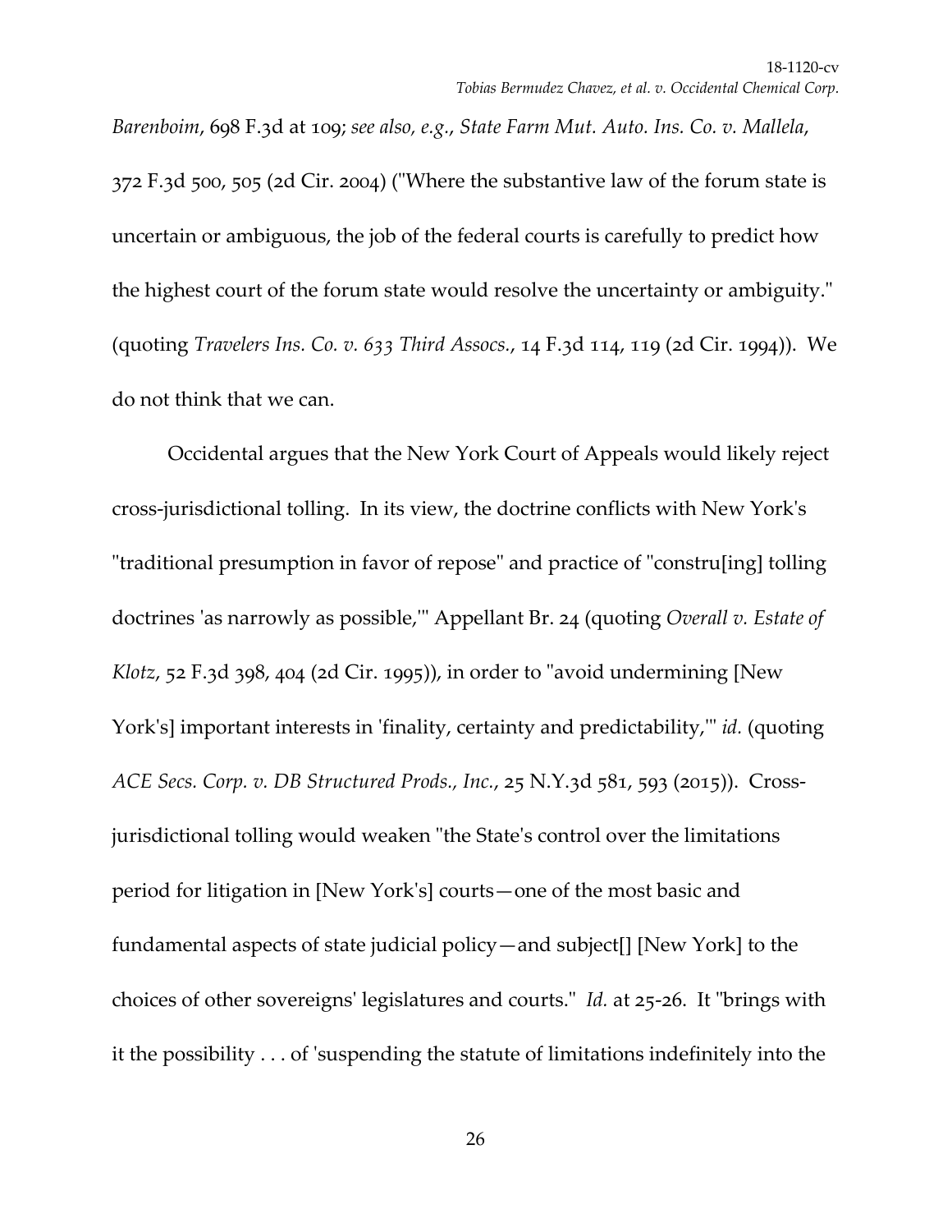*Barenboim*, 698 F.3d at 109; *see also, e.g.*, *State Farm Mut. Auto. Ins. Co. v. Mallela*, 372 F.3d 500, 505 (2d Cir. 2004) ("Where the substantive law of the forum state is uncertain or ambiguous, the job of the federal courts is carefully to predict how the highest court of the forum state would resolve the uncertainty or ambiguity." (quoting *Travelers Ins. Co. v. 633 Third Assocs.*, 14 F.3d 114, 119 (2d Cir. 1994)). We do not think that we can.

Occidental argues that the New York Court of Appeals would likely reject cross-jurisdictional tolling. In its view, the doctrine conflicts with New York's "traditional presumption in favor of repose" and practice of "constru[ing] tolling doctrines 'as narrowly as possible,'" Appellant Br. 24 (quoting *Overall v. Estate of Klotz*, 52 F.3d 398, 404 (2d Cir. 1995)), in order to "avoid undermining [New York's] important interests in 'finality, certainty and predictability,'" *id.* (quoting *ACE Secs. Corp. v. DB Structured Prods., Inc.*, 25 N.Y.3d 581, 593 (2015)). Cross-jurisdictional tolling would weaken "the State's control over the limitations period for litigation in [New York's] courts—one of the most basic and fundamental aspects of state judicial policy—and subject[] [New York] to the choices of other sovereigns' legislatures and courts." *Id.* at 25-26. It "brings with it the possibility . . . of 'suspending the statute of limitations indefinitely into the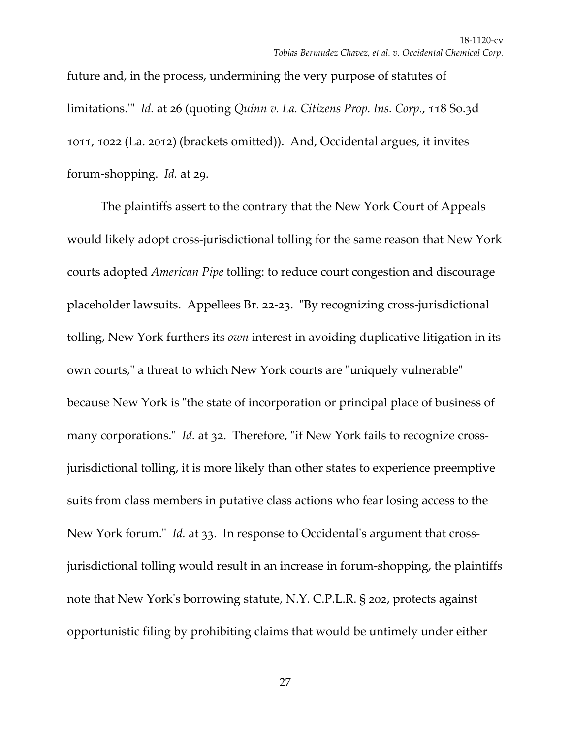future and, in the process, undermining the very purpose of statutes of limitations.'" *Id.* at 26 (quoting *Quinn v. La. Citizens Prop. Ins. Corp.*, 118 So.3d 1011, 1022 (La. 2012) (brackets omitted)). And, Occidental argues, it invites forum-shopping. *Id.* at 29.

The plaintiffs assert to the contrary that the New York Court of Appeals would likely adopt cross-jurisdictional tolling for the same reason that New York courts adopted *American Pipe* tolling: to reduce court congestion and discourage placeholder lawsuits. Appellees Br. 22-23. "By recognizing cross-jurisdictional tolling, New York furthers its *own* interest in avoiding duplicative litigation in its own courts," a threat to which New York courts are "uniquely vulnerable" because New York is "the state of incorporation or principal place of business of many corporations." *Id.* at 32. Therefore, "if New York fails to recognize cross-jurisdictional tolling, it is more likely than other states to experience preemptive suits from class members in putative class actions who fear losing access to the New York forum." *Id.* at 33. In response to Occidental's argument that cross-jurisdictional tolling would result in an increase in forum-shopping, the plaintiffs note that New York's borrowing statute, N.Y. C.P.L.R. § 202, protects against opportunistic filing by prohibiting claims that would be untimely under either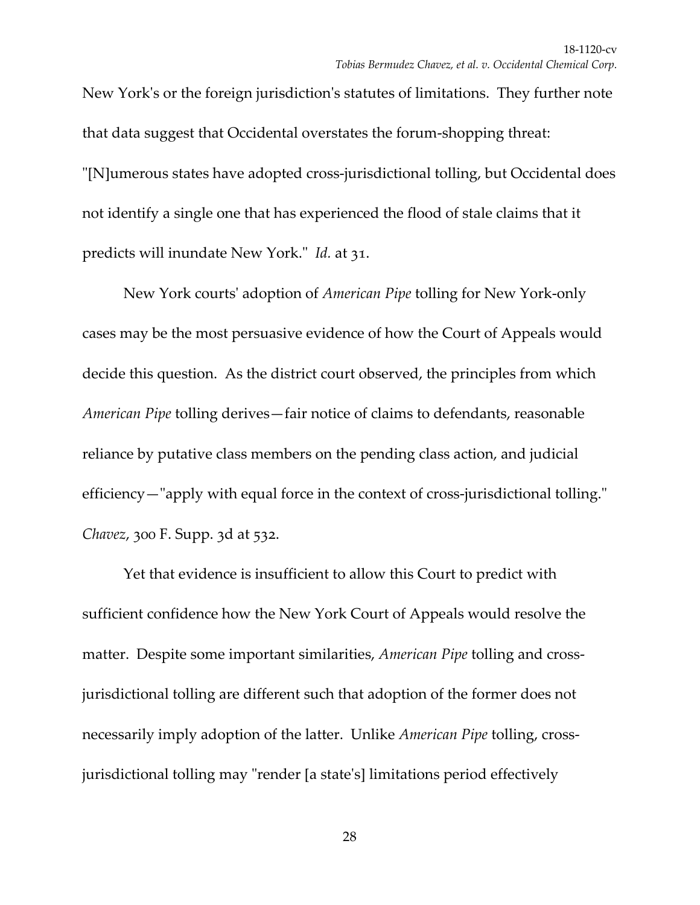New York's or the foreign jurisdiction's statutes of limitations. They further note that data suggest that Occidental overstates the forum-shopping threat: "[N]umerous states have adopted cross-jurisdictional tolling, but Occidental does not identify a single one that has experienced the flood of stale claims that it predicts will inundate New York." *Id.* at 31.

New York courts' adoption of *American Pipe* tolling for New York-only cases may be the most persuasive evidence of how the Court of Appeals would decide this question. As the district court observed, the principles from which *American Pipe* tolling derives—fair notice of claims to defendants, reasonable reliance by putative class members on the pending class action, and judicial efficiency—"apply with equal force in the context of cross-jurisdictional tolling." *Chavez*, 300 F. Supp. 3d at 532.

Yet that evidence is insufficient to allow this Court to predict with sufficient confidence how the New York Court of Appeals would resolve the matter. Despite some important similarities, *American Pipe* tolling and cross-jurisdictional tolling are different such that adoption of the former does not necessarily imply adoption of the latter. Unlike *American Pipe* tolling, cross-jurisdictional tolling may "render [a state's] limitations period effectively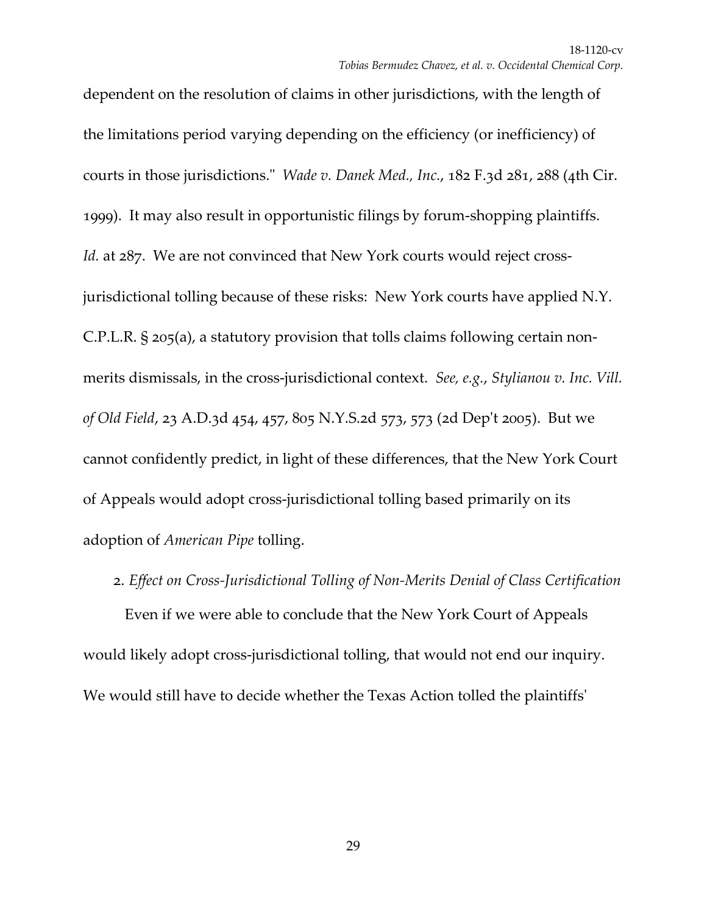dependent on the resolution of claims in other jurisdictions, with the length of the limitations period varying depending on the efficiency (or inefficiency) of courts in those jurisdictions." *Wade v. Danek Med., Inc.*, 182 F.3d 281, 288 (4th Cir. 1999). It may also result in opportunistic filings by forum-shopping plaintiffs. *Id.* at 287. We are not convinced that New York courts would reject cross-jurisdictional tolling because of these risks: New York courts have applied N.Y. C.P.L.R. § 205(a), a statutory provision that tolls claims following certain non-merits dismissals, in the cross-jurisdictional context. *See, e.g.*, *Stylianou v. Inc. Vill. of Old Field*, 23 A.D.3d 454, 457, 805 N.Y.S.2d 573, 573 (2d Dep't 2005). But we cannot confidently predict, in light of these differences, that the New York Court of Appeals would adopt cross-jurisdictional tolling based primarily on its adoption of *American Pipe* tolling.

2. *Effect on Cross-Jurisdictional Tolling of Non-Merits Denial of Class Certification*

Even if we were able to conclude that the New York Court of Appeals would likely adopt cross-jurisdictional tolling, that would not end our inquiry. We would still have to decide whether the Texas Action tolled the plaintiffs'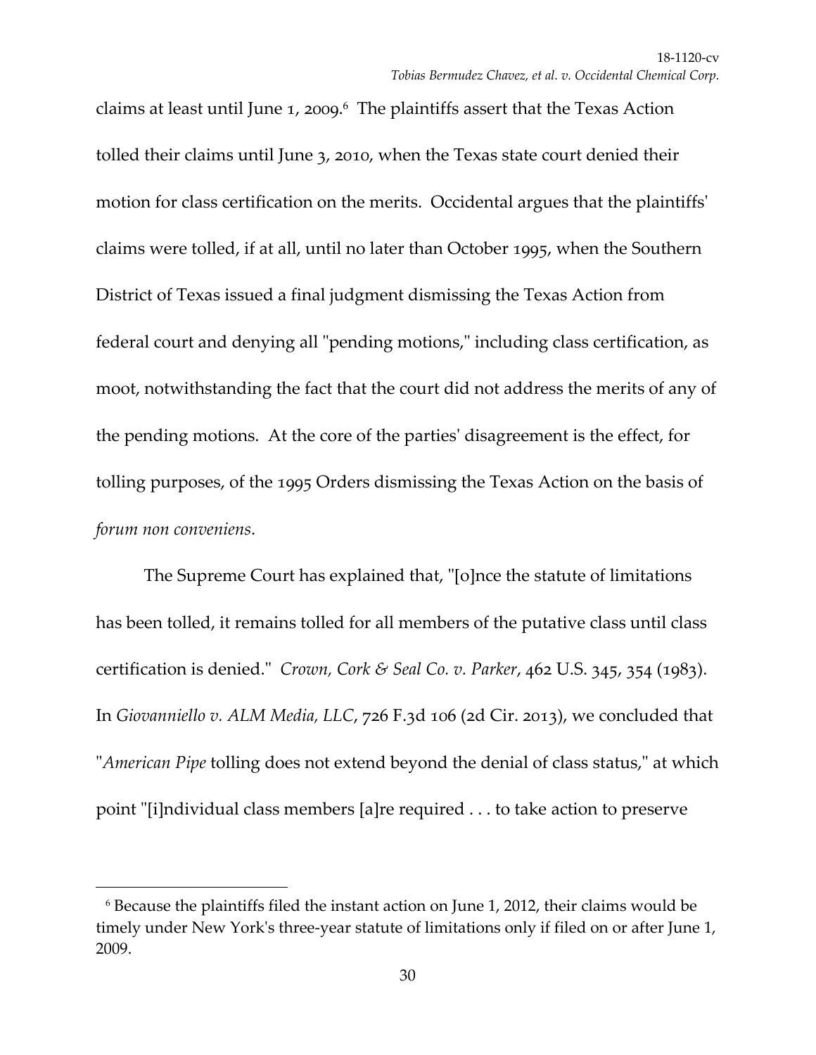claims at least until June 1, 2009.[6] The plaintiffs assert that the Texas Action tolled their claims until June 3, 2010, when the Texas state court denied their motion for class certification on the merits. Occidental argues that the plaintiffs' claims were tolled, if at all, until no later than October 1995, when the Southern District of Texas issued a final judgment dismissing the Texas Action from federal court and denying all "pending motions," including class certification, as moot, notwithstanding the fact that the court did not address the merits of any of the pending motions. At the core of the parties' disagreement is the effect, for tolling purposes, of the 1995 Orders dismissing the Texas Action on the basis of *forum non conveniens*.

The Supreme Court has explained that, "[o]nce the statute of limitations has been tolled, it remains tolled for all members of the putative class until class certification is denied." *Crown, Cork & Seal Co. v. Parker*, 462 U.S. 345, 354 (1983). In *Giovanniello v. ALM Media, LLC*, 726 F.3d 106 (2d Cir. 2013), we concluded that "*American Pipe* tolling does not extend beyond the denial of class status," at which point "[i]ndividual class members [a]re required . . . to take action to preserve

---

[6] Because the plaintiffs filed the instant action on June 1, 2012, their claims would be timely under New York's three-year statute of limitations only if filed on or after June 1, 2009.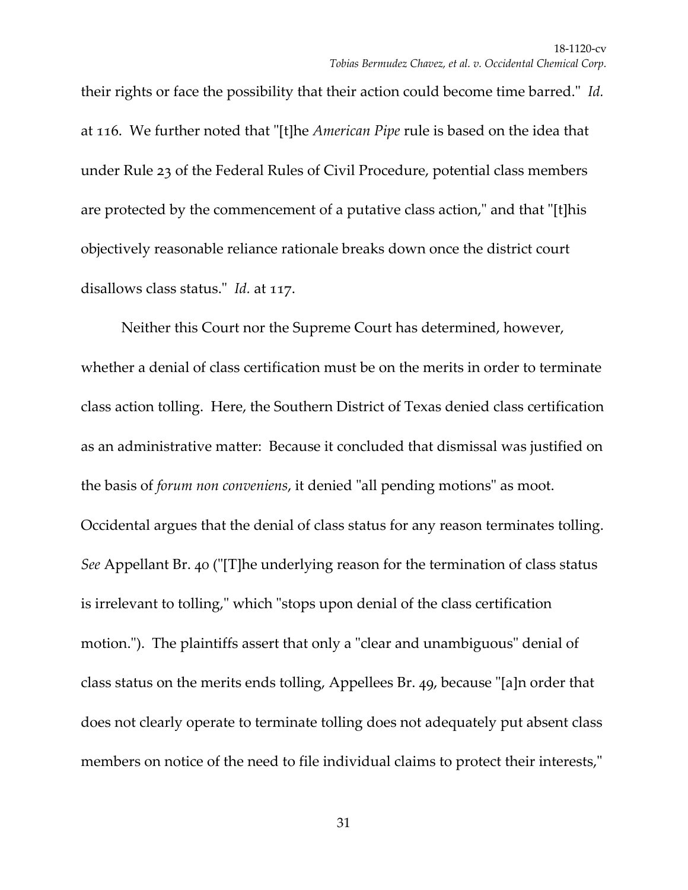their rights or face the possibility that their action could become time barred." *Id.* at 116. We further noted that "[t]he *American Pipe* rule is based on the idea that under Rule 23 of the Federal Rules of Civil Procedure, potential class members are protected by the commencement of a putative class action," and that "[t]his objectively reasonable reliance rationale breaks down once the district court disallows class status." *Id.* at 117.

Neither this Court nor the Supreme Court has determined, however, whether a denial of class certification must be on the merits in order to terminate class action tolling. Here, the Southern District of Texas denied class certification as an administrative matter: Because it concluded that dismissal was justified on the basis of *forum non conveniens*, it denied "all pending motions" as moot. Occidental argues that the denial of class status for any reason terminates tolling. *See* Appellant Br. 40 ("[T]he underlying reason for the termination of class status is irrelevant to tolling," which "stops upon denial of the class certification motion."). The plaintiffs assert that only a "clear and unambiguous" denial of class status on the merits ends tolling, Appellees Br. 49, because "[a]n order that does not clearly operate to terminate tolling does not adequately put absent class members on notice of the need to file individual claims to protect their interests,"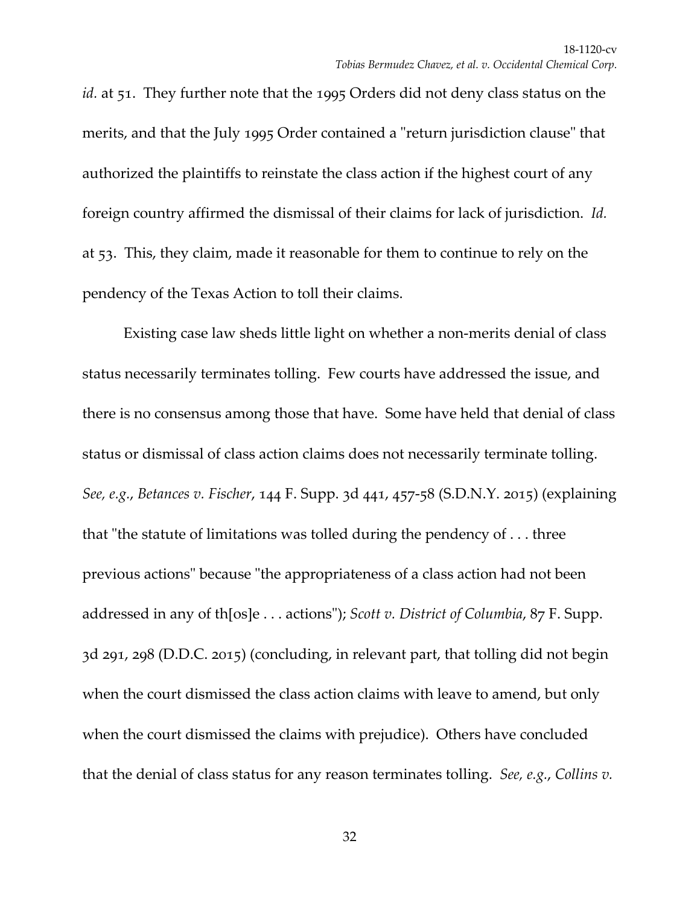*id.* at 51. They further note that the 1995 Orders did not deny class status on the merits, and that the July 1995 Order contained a "return jurisdiction clause" that authorized the plaintiffs to reinstate the class action if the highest court of any foreign country affirmed the dismissal of their claims for lack of jurisdiction. *Id.* at 53. This, they claim, made it reasonable for them to continue to rely on the pendency of the Texas Action to toll their claims.

Existing case law sheds little light on whether a non-merits denial of class status necessarily terminates tolling. Few courts have addressed the issue, and there is no consensus among those that have. Some have held that denial of class status or dismissal of class action claims does not necessarily terminate tolling. *See, e.g.*, *Betances v. Fischer*, 144 F. Supp. 3d 441, 457-58 (S.D.N.Y. 2015) (explaining that "the statute of limitations was tolled during the pendency of . . . three previous actions" because "the appropriateness of a class action had not been addressed in any of th[os]e . . . actions"); *Scott v. District of Columbia*, 87 F. Supp. 3d 291, 298 (D.D.C. 2015) (concluding, in relevant part, that tolling did not begin when the court dismissed the class action claims with leave to amend, but only when the court dismissed the claims with prejudice). Others have concluded that the denial of class status for any reason terminates tolling. *See, e.g.*, *Collins v.*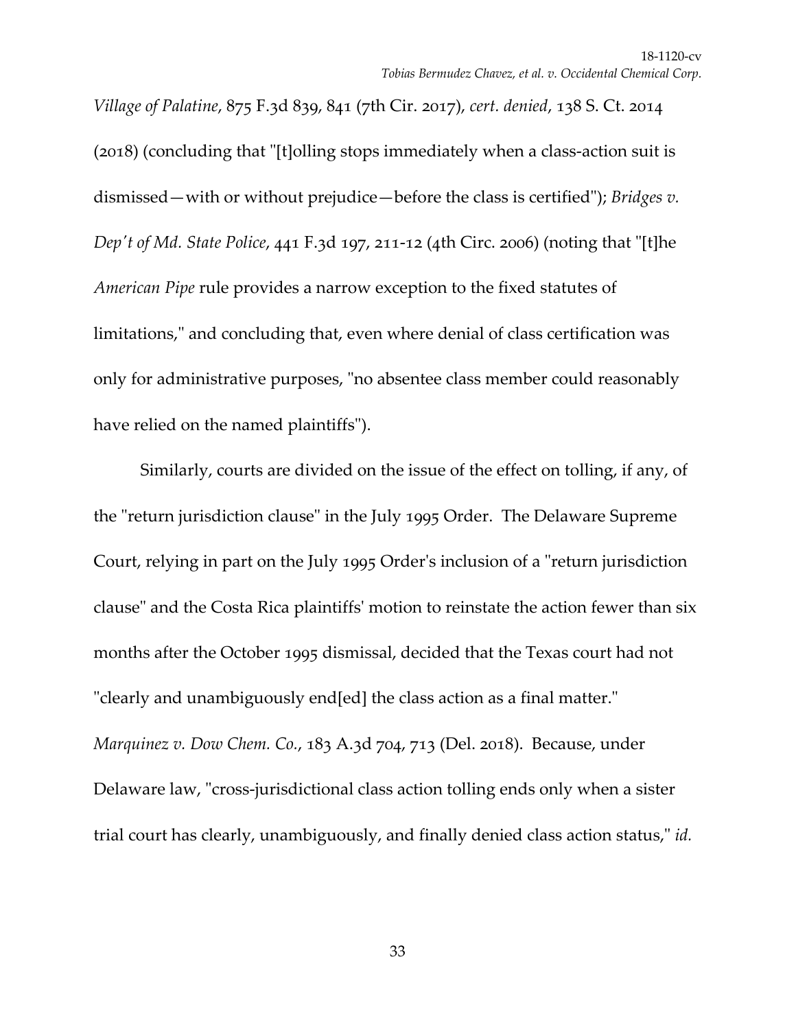*Village of Palatine*, 875 F.3d 839, 841 (7th Cir. 2017), *cert. denied*, 138 S. Ct. 2014 (2018) (concluding that "[t]olling stops immediately when a class-action suit is dismissed—with or without prejudice—before the class is certified"); *Bridges v. Dep't of Md. State Police*, 441 F.3d 197, 211-12 (4th Circ. 2006) (noting that "[t]he *American Pipe* rule provides a narrow exception to the fixed statutes of limitations," and concluding that, even where denial of class certification was only for administrative purposes, "no absentee class member could reasonably have relied on the named plaintiffs").

Similarly, courts are divided on the issue of the effect on tolling, if any, of the "return jurisdiction clause" in the July 1995 Order. The Delaware Supreme Court, relying in part on the July 1995 Order's inclusion of a "return jurisdiction clause" and the Costa Rica plaintiffs' motion to reinstate the action fewer than six months after the October 1995 dismissal, decided that the Texas court had not "clearly and unambiguously end[ed] the class action as a final matter." *Marquinez v. Dow Chem. Co.*, 183 A.3d 704, 713 (Del. 2018). Because, under Delaware law, "cross-jurisdictional class action tolling ends only when a sister trial court has clearly, unambiguously, and finally denied class action status," *id.*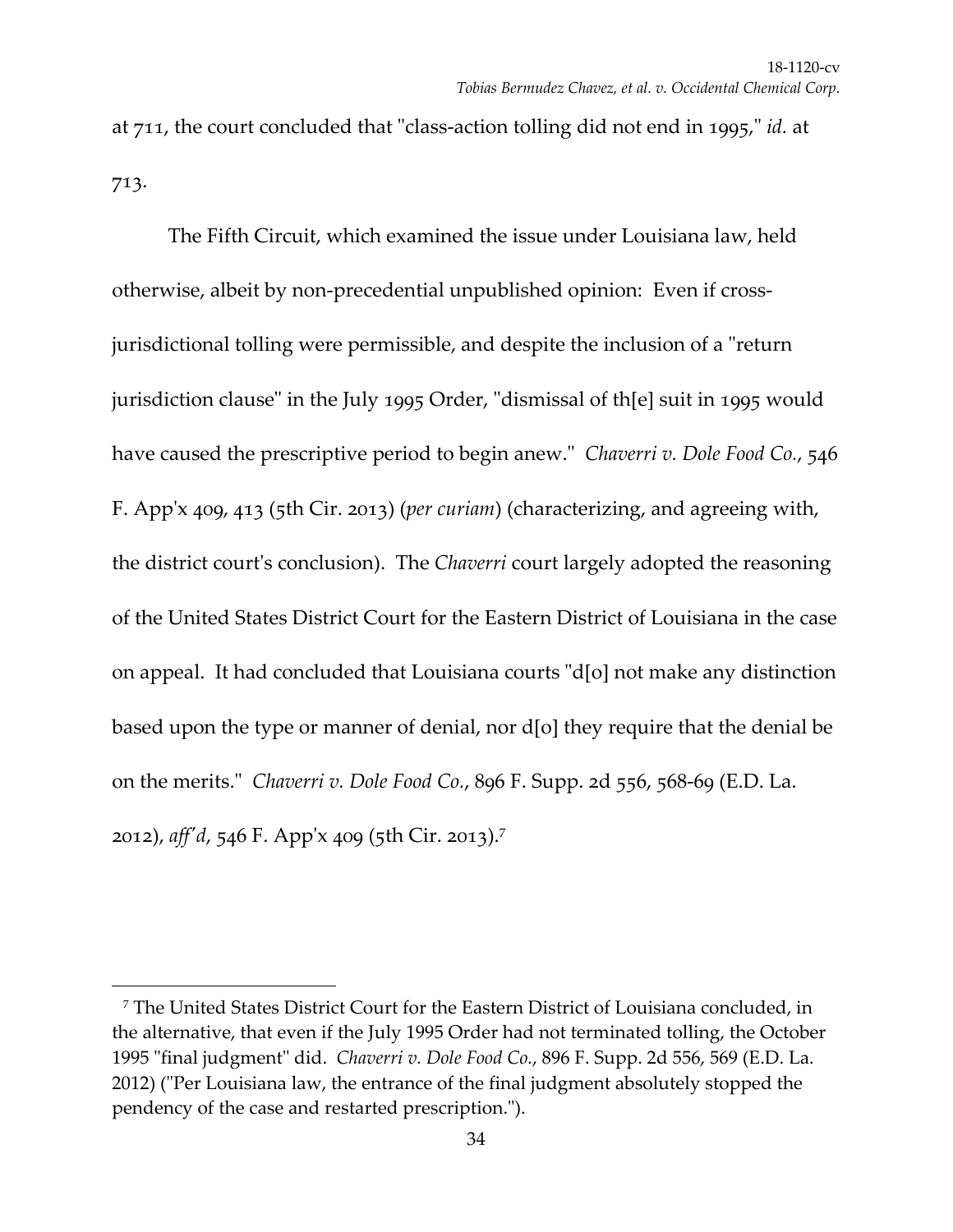at 711, the court concluded that "class-action tolling did not end in 1995," *id.* at 713.

The Fifth Circuit, which examined the issue under Louisiana law, held otherwise, albeit by non-precedential unpublished opinion: Even if cross-jurisdictional tolling were permissible, and despite the inclusion of a "return jurisdiction clause" in the July 1995 Order, "dismissal of th[e] suit in 1995 would have caused the prescriptive period to begin anew." *Chaverri v. Dole Food Co.*, 546 F. App'x 409, 413 (5th Cir. 2013) (*per curiam*) (characterizing, and agreeing with, the district court's conclusion). The *Chaverri* court largely adopted the reasoning of the United States District Court for the Eastern District of Louisiana in the case on appeal. It had concluded that Louisiana courts "d[o] not make any distinction based upon the type or manner of denial, nor d[o] they require that the denial be on the merits." *Chaverri v. Dole Food Co.*, 896 F. Supp. 2d 556, 568-69 (E.D. La. 2012), *aff'd*, 546 F. App'x 409 (5th Cir. 2013).[7]

---

[7] The United States District Court for the Eastern District of Louisiana concluded, in the alternative, that even if the July 1995 Order had not terminated tolling, the October 1995 "final judgment" did. *Chaverri v. Dole Food Co.*, 896 F. Supp. 2d 556, 569 (E.D. La. 2012) ("Per Louisiana law, the entrance of the final judgment absolutely stopped the pendency of the case and restarted prescription.").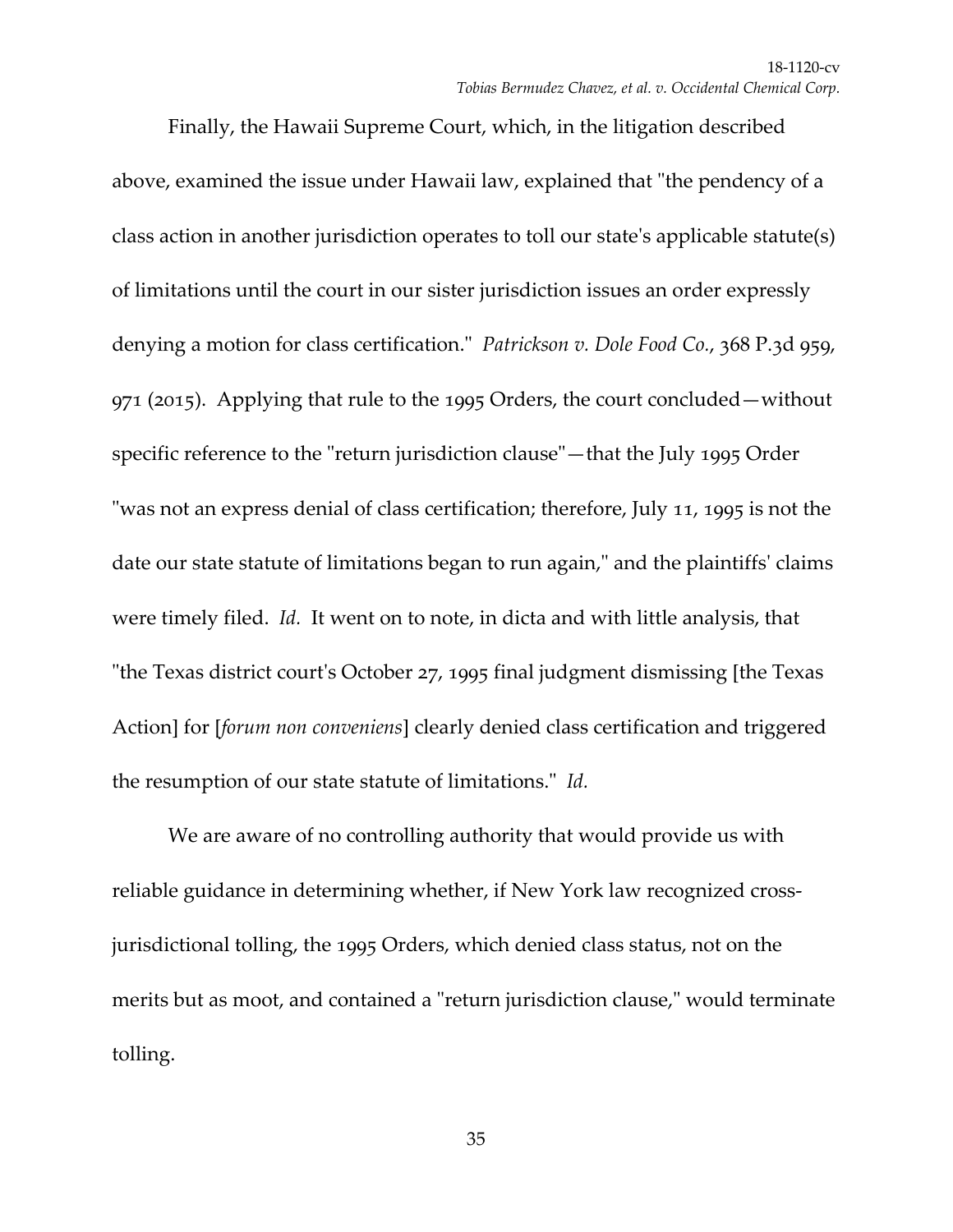Finally, the Hawaii Supreme Court, which, in the litigation described above, examined the issue under Hawaii law, explained that "the pendency of a class action in another jurisdiction operates to toll our state's applicable statute(s) of limitations until the court in our sister jurisdiction issues an order expressly denying a motion for class certification." *Patrickson v. Dole Food Co.*, 368 P.3d 959, 971 (2015). Applying that rule to the 1995 Orders, the court concluded—without specific reference to the "return jurisdiction clause"—that the July 1995 Order "was not an express denial of class certification; therefore, July 11, 1995 is not the date our state statute of limitations began to run again," and the plaintiffs' claims were timely filed. *Id.* It went on to note, in dicta and with little analysis, that "the Texas district court's October 27, 1995 final judgment dismissing [the Texas Action] for [*forum non conveniens*] clearly denied class certification and triggered the resumption of our state statute of limitations." *Id.*

We are aware of no controlling authority that would provide us with reliable guidance in determining whether, if New York law recognized cross-jurisdictional tolling, the 1995 Orders, which denied class status, not on the merits but as moot, and contained a "return jurisdiction clause," would terminate tolling.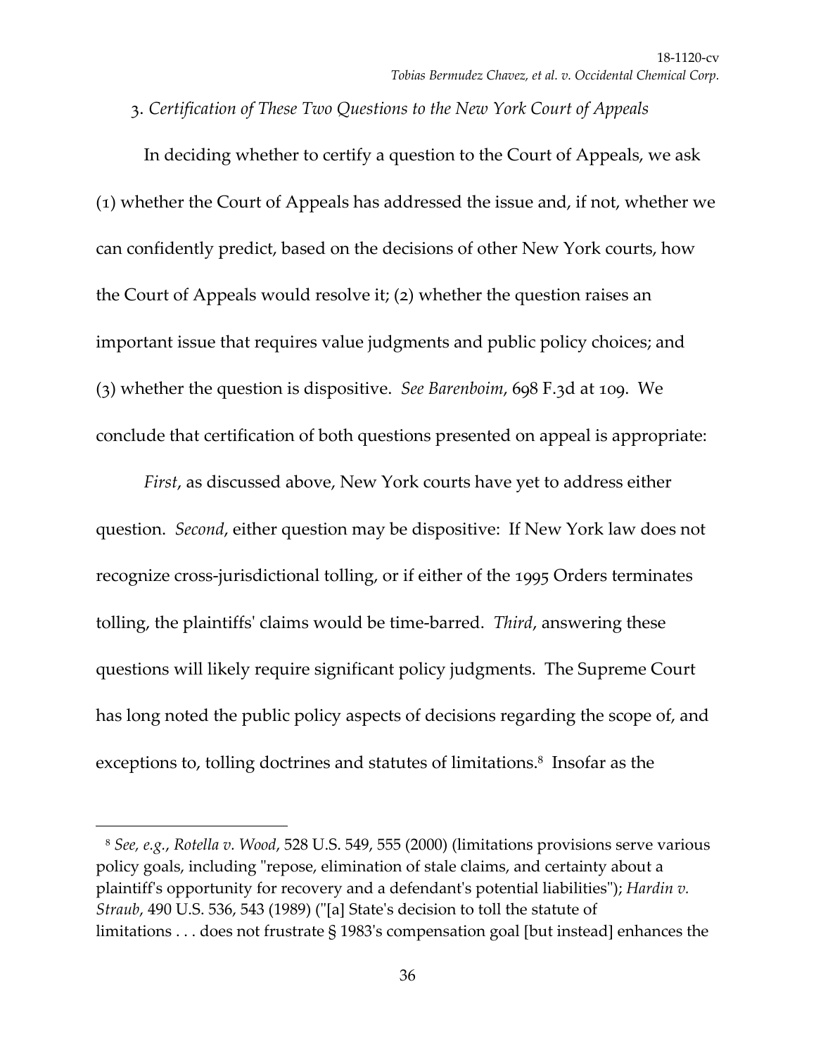3. *Certification of These Two Questions to the New York Court of Appeals*

In deciding whether to certify a question to the Court of Appeals, we ask (1) whether the Court of Appeals has addressed the issue and, if not, whether we can confidently predict, based on the decisions of other New York courts, how the Court of Appeals would resolve it; (2) whether the question raises an important issue that requires value judgments and public policy choices; and (3) whether the question is dispositive. *See Barenboim*, 698 F.3d at 109. We conclude that certification of both questions presented on appeal is appropriate:

*First*, as discussed above, New York courts have yet to address either question. *Second*, either question may be dispositive: If New York law does not recognize cross-jurisdictional tolling, or if either of the 1995 Orders terminates tolling, the plaintiffs' claims would be time-barred. *Third*, answering these questions will likely require significant policy judgments. The Supreme Court has long noted the public policy aspects of decisions regarding the scope of, and exceptions to, tolling doctrines and statutes of limitations.[8] Insofar as the

---

[8] *See, e.g.*, *Rotella v. Wood*, 528 U.S. 549, 555 (2000) (limitations provisions serve various policy goals, including "repose, elimination of stale claims, and certainty about a plaintiff's opportunity for recovery and a defendant's potential liabilities"); *Hardin v. Straub*, 490 U.S. 536, 543 (1989) ("[a] State's decision to toll the statute of limitations . . . does not frustrate § 1983's compensation goal [but instead] enhances the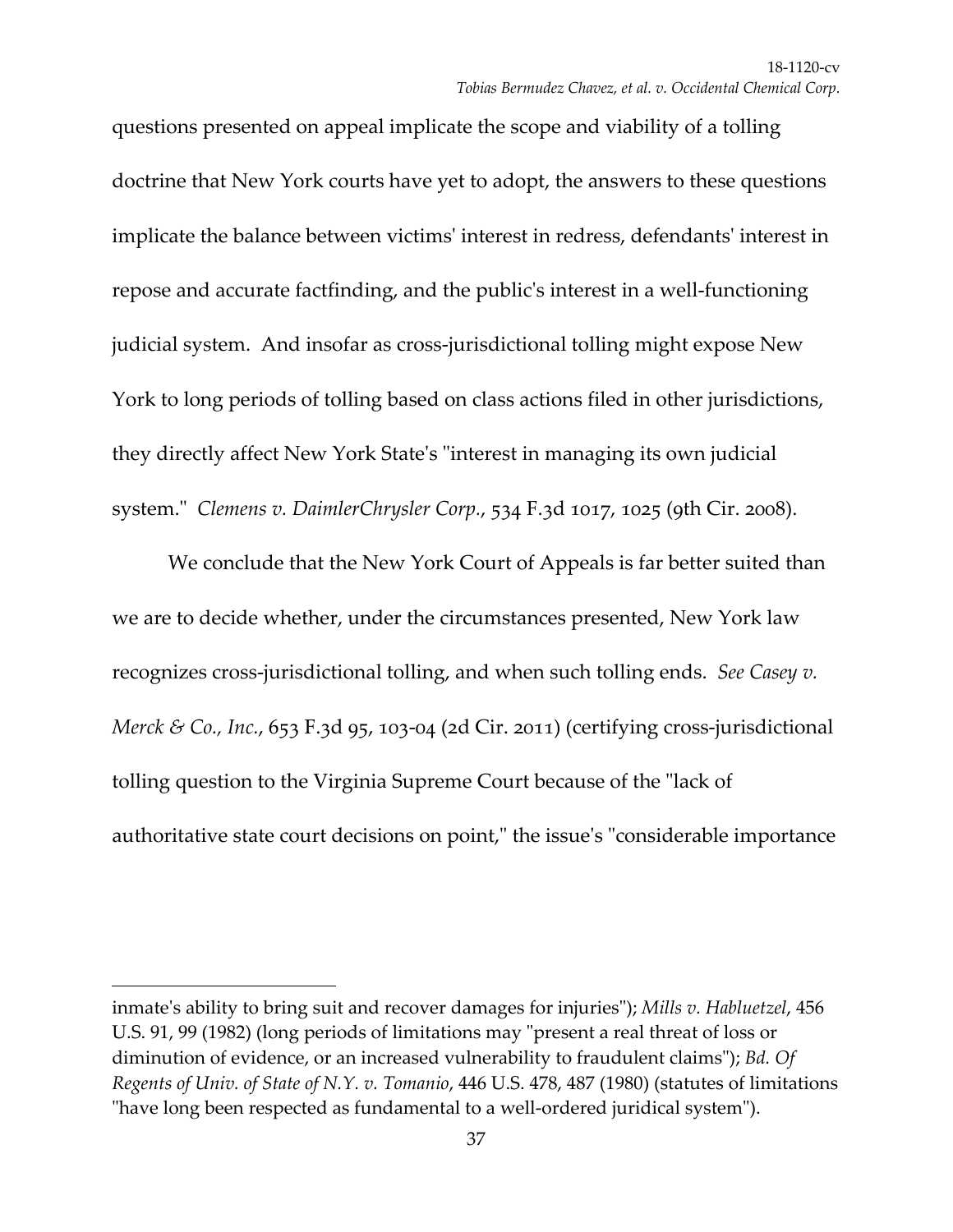questions presented on appeal implicate the scope and viability of a tolling doctrine that New York courts have yet to adopt, the answers to these questions implicate the balance between victims' interest in redress, defendants' interest in repose and accurate factfinding, and the public's interest in a well-functioning judicial system. And insofar as cross-jurisdictional tolling might expose New York to long periods of tolling based on class actions filed in other jurisdictions, they directly affect New York State's "interest in managing its own judicial system." *Clemens v. DaimlerChrysler Corp.*, 534 F.3d 1017, 1025 (9th Cir. 2008).

We conclude that the New York Court of Appeals is far better suited than we are to decide whether, under the circumstances presented, New York law recognizes cross-jurisdictional tolling, and when such tolling ends. *See Casey v. Merck & Co., Inc.*, 653 F.3d 95, 103-04 (2d Cir. 2011) (certifying cross-jurisdictional tolling question to the Virginia Supreme Court because of the "lack of authoritative state court decisions on point," the issue's "considerable importance

---

inmate's ability to bring suit and recover damages for injuries"); *Mills v. Habluetzel*, 456 U.S. 91, 99 (1982) (long periods of limitations may "present a real threat of loss or diminution of evidence, or an increased vulnerability to fraudulent claims"); *Bd. Of Regents of Univ. of State of N.Y. v. Tomanio*, 446 U.S. 478, 487 (1980) (statutes of limitations "have long been respected as fundamental to a well-ordered juridical system").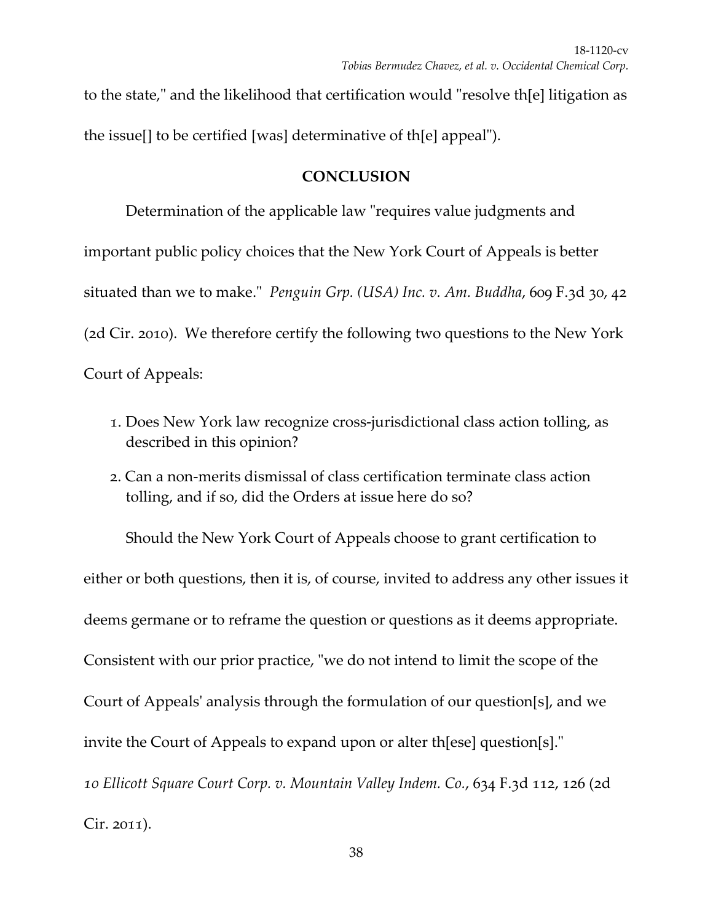to the state," and the likelihood that certification would "resolve th[e] litigation as the issue[] to be certified [was] determinative of th[e] appeal").

## CONCLUSION

Determination of the applicable law "requires value judgments and important public policy choices that the New York Court of Appeals is better situated than we to make." *Penguin Grp. (USA) Inc. v. Am. Buddha*, 609 F.3d 30, 42 (2d Cir. 2010). We therefore certify the following two questions to the New York Court of Appeals:

1. Does New York law recognize cross-jurisdictional class action tolling, as described in this opinion?
2. Can a non-merits dismissal of class certification terminate class action tolling, and if so, did the Orders at issue here do so?

Should the New York Court of Appeals choose to grant certification to either or both questions, then it is, of course, invited to address any other issues it deems germane or to reframe the question or questions as it deems appropriate. Consistent with our prior practice, "we do not intend to limit the scope of the Court of Appeals' analysis through the formulation of our question[s], and we invite the Court of Appeals to expand upon or alter th[ese] question[s]." *10 Ellicott Square Court Corp. v. Mountain Valley Indem. Co.*, 634 F.3d 112, 126 (2d Cir. 2011).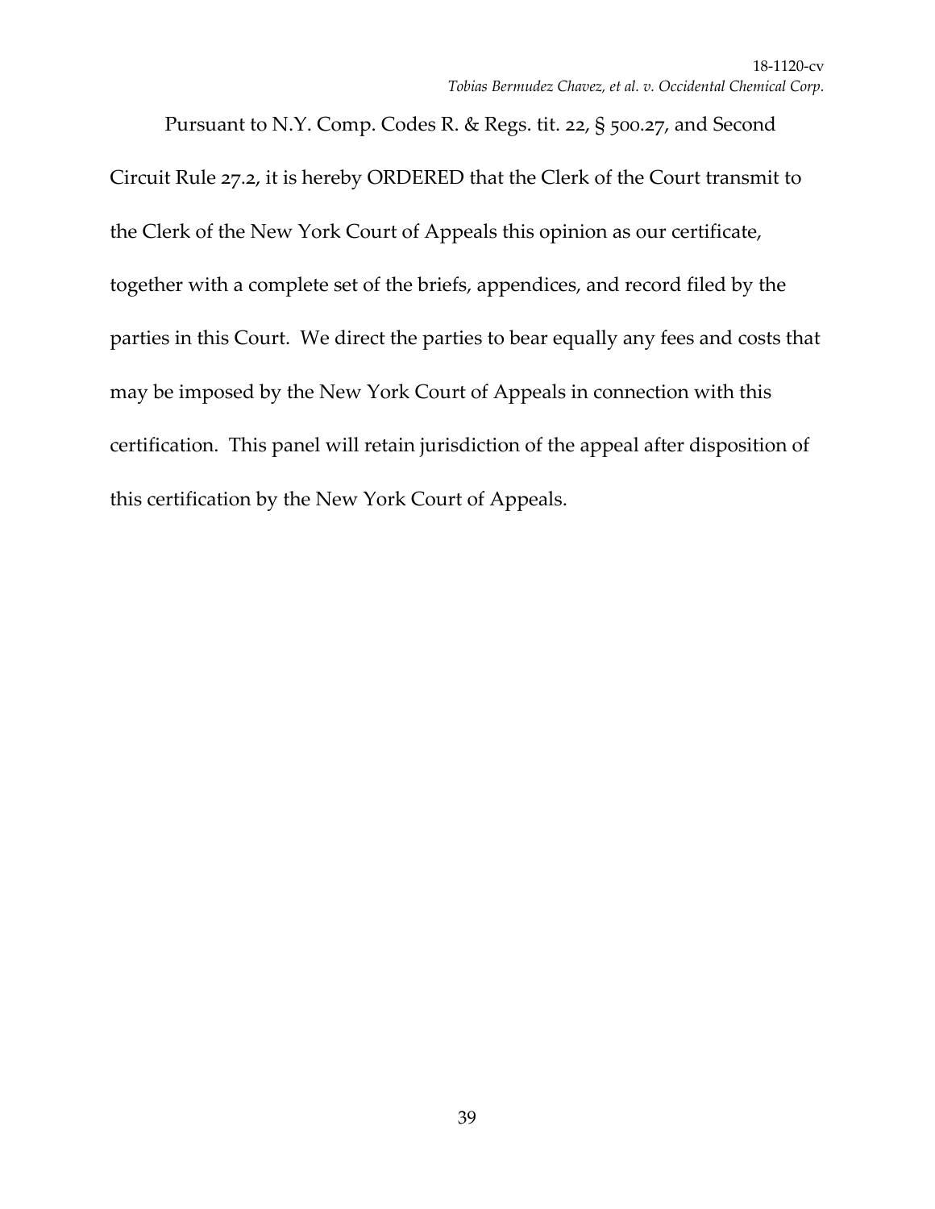Pursuant to N.Y. Comp. Codes R. & Regs. tit. 22, § 500.27, and Second Circuit Rule 27.2, it is hereby ORDERED that the Clerk of the Court transmit to the Clerk of the New York Court of Appeals this opinion as our certificate, together with a complete set of the briefs, appendices, and record filed by the parties in this Court. We direct the parties to bear equally any fees and costs that may be imposed by the New York Court of Appeals in connection with this certification. This panel will retain jurisdiction of the appeal after disposition of this certification by the New York Court of Appeals.